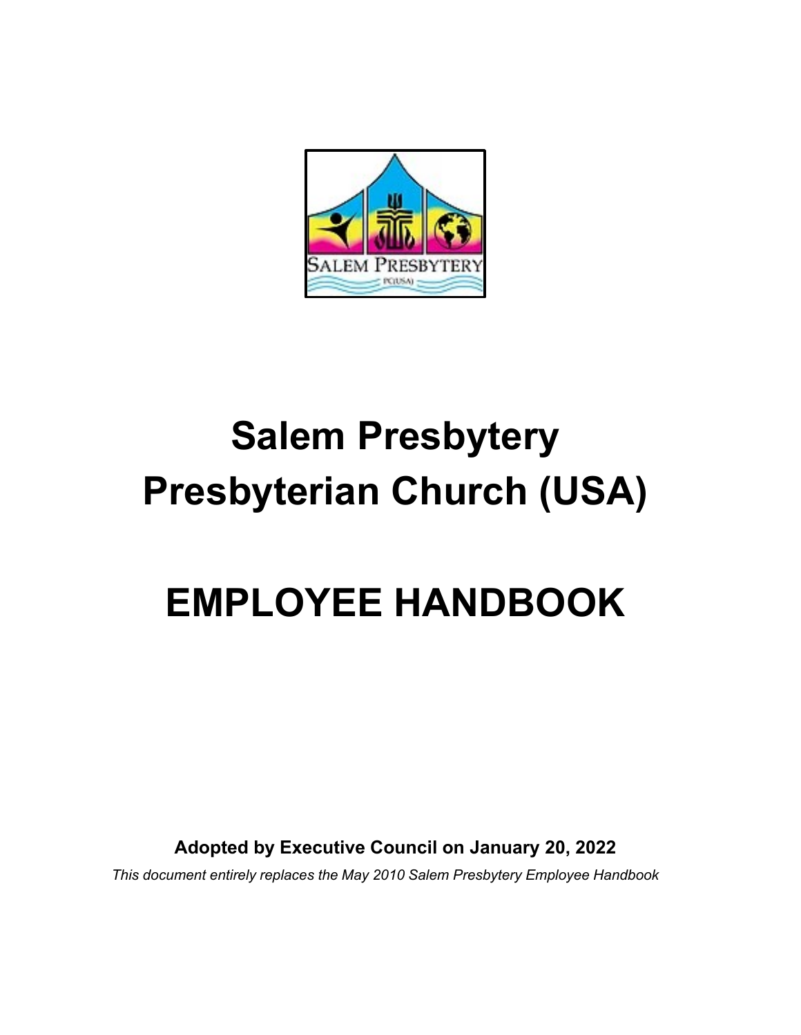# Salem Presbytery
# Presbyterian Church (USA)

# EMPLOYEE HANDBOOK

**Adopted by Executive Council on January 20, 2022**

*This document entirely replaces the May 2010 Salem Presbytery Employee Handbook*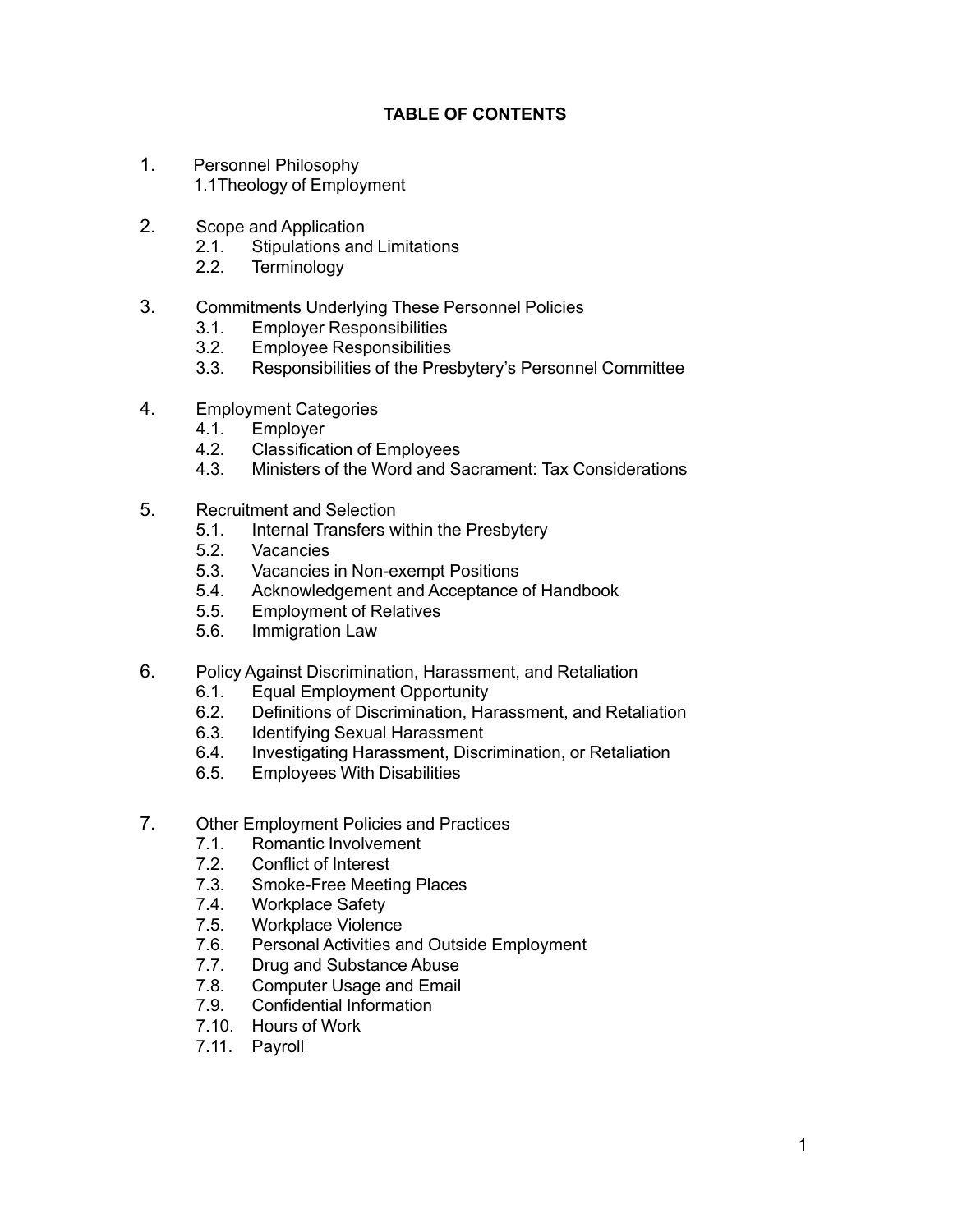# TABLE OF CONTENTS

1. Personnel Philosophy
   - 1.1Theology of Employment

2. Scope and Application
   - 2.1. Stipulations and Limitations
   - 2.2. Terminology

3. Commitments Underlying These Personnel Policies
   - 3.1. Employer Responsibilities
   - 3.2. Employee Responsibilities
   - 3.3. Responsibilities of the Presbytery's Personnel Committee

4. Employment Categories
   - 4.1. Employer
   - 4.2. Classification of Employees
   - 4.3. Ministers of the Word and Sacrament: Tax Considerations

5. Recruitment and Selection
   - 5.1. Internal Transfers within the Presbytery
   - 5.2. Vacancies
   - 5.3. Vacancies in Non-exempt Positions
   - 5.4. Acknowledgement and Acceptance of Handbook
   - 5.5. Employment of Relatives
   - 5.6. Immigration Law

6. Policy Against Discrimination, Harassment, and Retaliation
   - 6.1. Equal Employment Opportunity
   - 6.2. Definitions of Discrimination, Harassment, and Retaliation
   - 6.3. Identifying Sexual Harassment
   - 6.4. Investigating Harassment, Discrimination, or Retaliation
   - 6.5. Employees With Disabilities

7. Other Employment Policies and Practices
   - 7.1. Romantic Involvement
   - 7.2. Conflict of Interest
   - 7.3. Smoke-Free Meeting Places
   - 7.4. Workplace Safety
   - 7.5. Workplace Violence
   - 7.6. Personal Activities and Outside Employment
   - 7.7. Drug and Substance Abuse
   - 7.8. Computer Usage and Email
   - 7.9. Confidential Information
   - 7.10. Hours of Work
   - 7.11. Payroll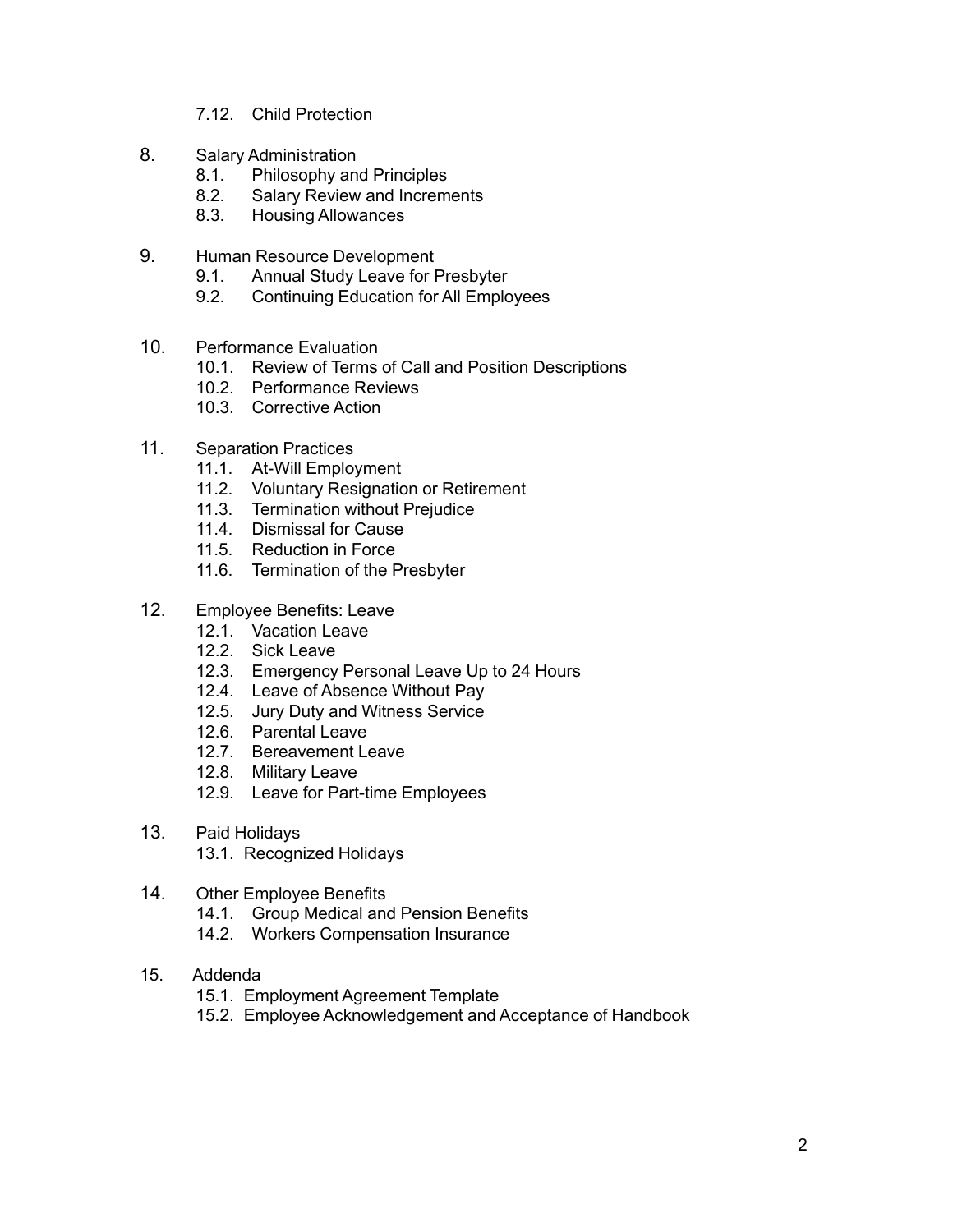7.12. Child Protection

8. Salary Administration
    8.1. Philosophy and Principles
    8.2. Salary Review and Increments
    8.3. Housing Allowances

9. Human Resource Development
    9.1. Annual Study Leave for Presbyter
    9.2. Continuing Education for All Employees

10. Performance Evaluation
    10.1. Review of Terms of Call and Position Descriptions
    10.2. Performance Reviews
    10.3. Corrective Action

11. Separation Practices
    11.1. At-Will Employment
    11.2. Voluntary Resignation or Retirement
    11.3. Termination without Prejudice
    11.4. Dismissal for Cause
    11.5. Reduction in Force
    11.6. Termination of the Presbyter

12. Employee Benefits: Leave
    12.1. Vacation Leave
    12.2. Sick Leave
    12.3. Emergency Personal Leave Up to 24 Hours
    12.4. Leave of Absence Without Pay
    12.5. Jury Duty and Witness Service
    12.6. Parental Leave
    12.7. Bereavement Leave
    12.8. Military Leave
    12.9. Leave for Part-time Employees

13. Paid Holidays
    13.1. Recognized Holidays

14. Other Employee Benefits
    14.1. Group Medical and Pension Benefits
    14.2. Workers Compensation Insurance

15. Addenda
    15.1. Employment Agreement Template
    15.2. Employee Acknowledgement and Acceptance of Handbook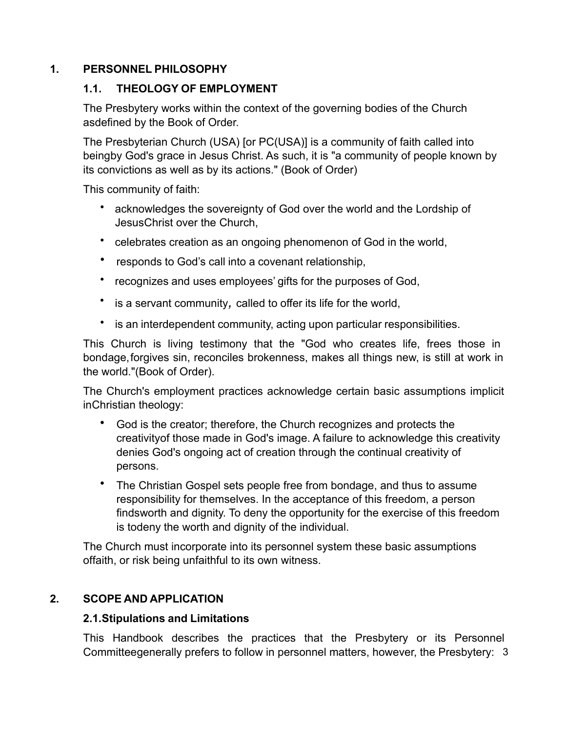## 1. PERSONNEL PHILOSOPHY

### 1.1. THEOLOGY OF EMPLOYMENT

The Presbytery works within the context of the governing bodies of the Church asdefined by the Book of Order.

The Presbyterian Church (USA) [or PC(USA)] is a community of faith called into beingby God's grace in Jesus Christ. As such, it is "a community of people known by its convictions as well as by its actions." (Book of Order)

This community of faith:

- acknowledges the sovereignty of God over the world and the Lordship of JesusChrist over the Church,
- celebrates creation as an ongoing phenomenon of God in the world,
- responds to God's call into a covenant relationship,
- recognizes and uses employees' gifts for the purposes of God,
- is a servant community, called to offer its life for the world,
- is an interdependent community, acting upon particular responsibilities.

This Church is living testimony that the "God who creates life, frees those in bondage, forgives sin, reconciles brokenness, makes all things new, is still at work in the world."(Book of Order).

The Church's employment practices acknowledge certain basic assumptions implicit inChristian theology:

- God is the creator; therefore, the Church recognizes and protects the creativityof those made in God's image. A failure to acknowledge this creativity denies God's ongoing act of creation through the continual creativity of persons.
- The Christian Gospel sets people free from bondage, and thus to assume responsibility for themselves. In the acceptance of this freedom, a person findsworth and dignity. To deny the opportunity for the exercise of this freedom is todeny the worth and dignity of the individual.

The Church must incorporate into its personnel system these basic assumptions offaith, or risk being unfaithful to its own witness.

## 2. SCOPE AND APPLICATION

### 2.1. Stipulations and Limitations

This Handbook describes the practices that the Presbytery or its Personnel Committeegenerally prefers to follow in personnel matters, however, the Presbytery: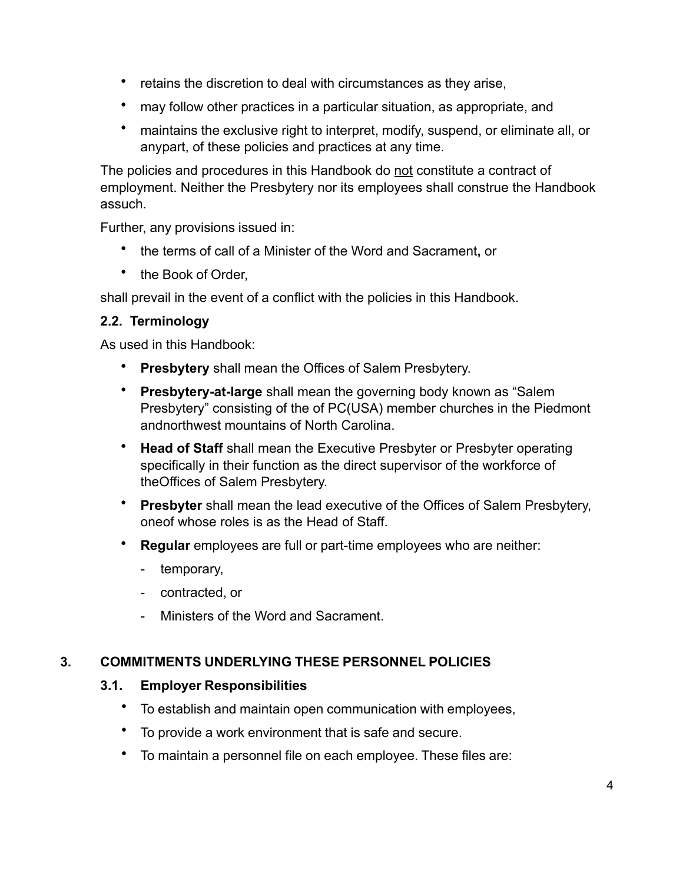- retains the discretion to deal with circumstances as they arise,
- may follow other practices in a particular situation, as appropriate, and
- maintains the exclusive right to interpret, modify, suspend, or eliminate all, or anypart, of these policies and practices at any time.

The policies and procedures in this Handbook do <u>not</u> constitute a contract of employment. Neither the Presbytery nor its employees shall construe the Handbook assuch.

Further, any provisions issued in:

- the terms of call of a Minister of the Word and Sacrament**,** or
- the Book of Order,

shall prevail in the event of a conflict with the policies in this Handbook.

### 2.2. Terminology

As used in this Handbook:

- **Presbytery** shall mean the Offices of Salem Presbytery.
- **Presbytery-at-large** shall mean the governing body known as "Salem Presbytery" consisting of the of PC(USA) member churches in the Piedmont andnorthwest mountains of North Carolina.
- **Head of Staff** shall mean the Executive Presbyter or Presbyter operating specifically in their function as the direct supervisor of the workforce of theOffices of Salem Presbytery.
- **Presbyter** shall mean the lead executive of the Offices of Salem Presbytery, oneof whose roles is as the Head of Staff.
- **Regular** employees are full or part-time employees who are neither:
  - temporary,
  - contracted, or
  - Ministers of the Word and Sacrament.

## 3. COMMITMENTS UNDERLYING THESE PERSONNEL POLICIES

### 3.1. Employer Responsibilities

- To establish and maintain open communication with employees,
- To provide a work environment that is safe and secure.
- To maintain a personnel file on each employee. These files are: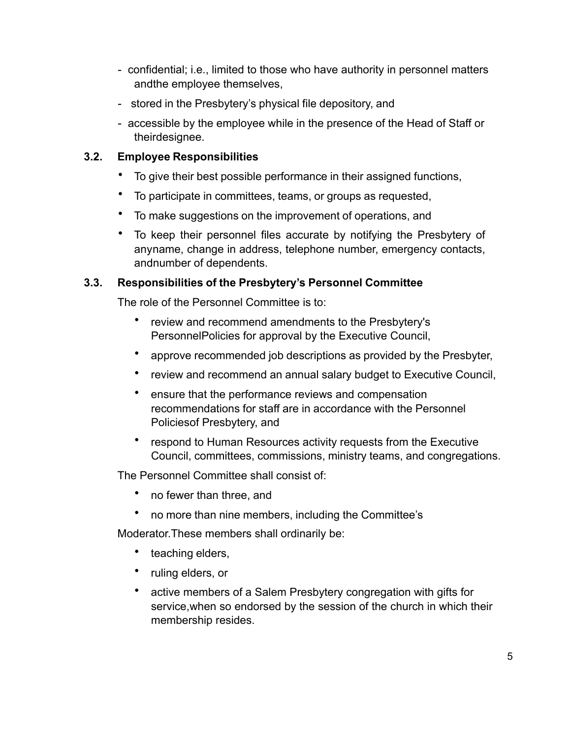- confidential; i.e., limited to those who have authority in personnel matters andthe employee themselves,
- stored in the Presbytery's physical file depository, and
- accessible by the employee while in the presence of the Head of Staff or theirdesignee.

### 3.2. Employee Responsibilities

- To give their best possible performance in their assigned functions,
- To participate in committees, teams, or groups as requested,
- To make suggestions on the improvement of operations, and
- To keep their personnel files accurate by notifying the Presbytery of anyname, change in address, telephone number, emergency contacts, andnumber of dependents.

### 3.3. Responsibilities of the Presbytery's Personnel Committee

The role of the Personnel Committee is to:

- review and recommend amendments to the Presbytery's PersonnelPolicies for approval by the Executive Council,
- approve recommended job descriptions as provided by the Presbyter,
- review and recommend an annual salary budget to Executive Council,
- ensure that the performance reviews and compensation recommendations for staff are in accordance with the Personnel Policiesof Presbytery, and
- respond to Human Resources activity requests from the Executive Council, committees, commissions, ministry teams, and congregations.

The Personnel Committee shall consist of:

- no fewer than three, and
- no more than nine members, including the Committee's

Moderator.These members shall ordinarily be:

- teaching elders,
- ruling elders, or
- active members of a Salem Presbytery congregation with gifts for service,when so endorsed by the session of the church in which their membership resides.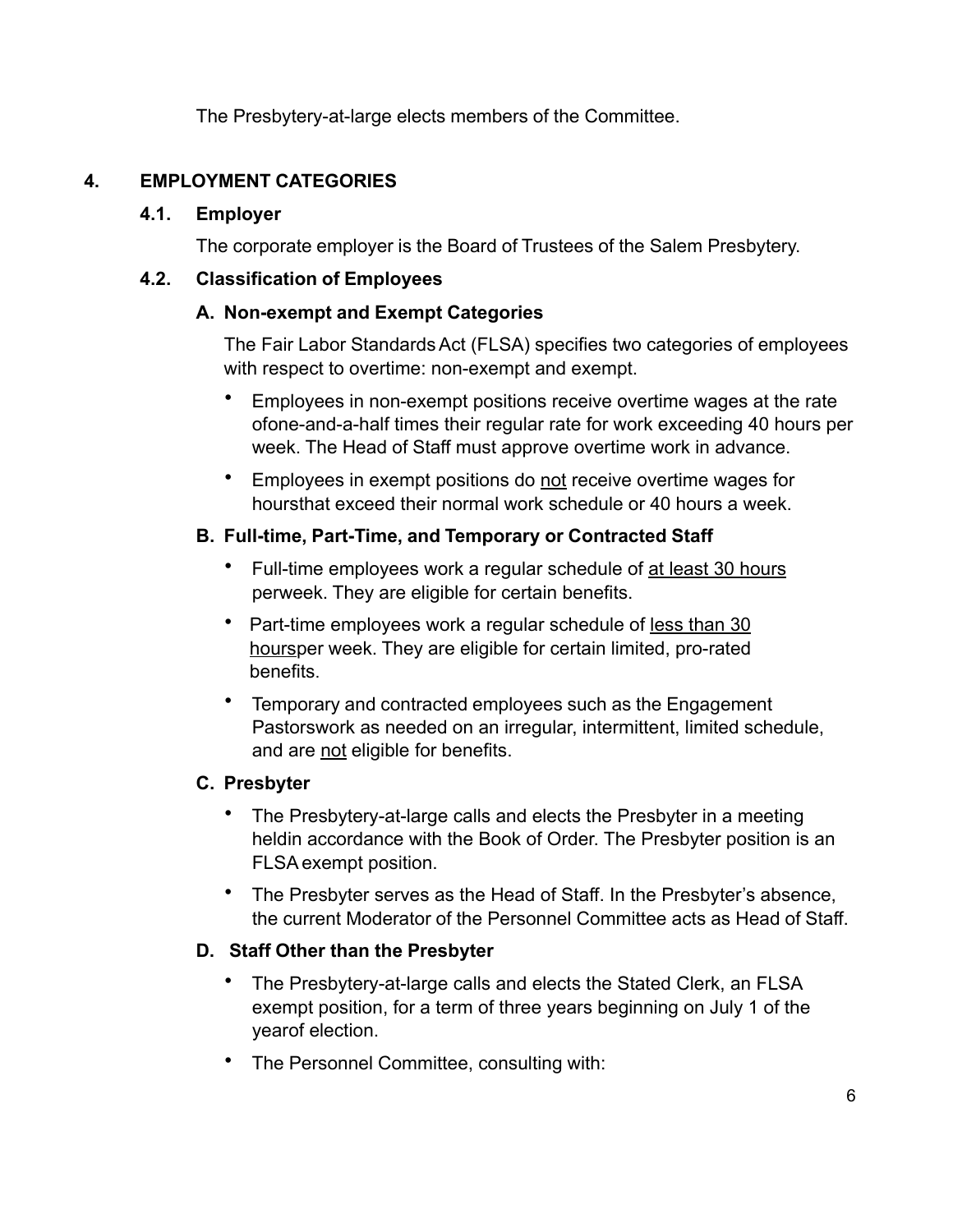The Presbytery-at-large elects members of the Committee.

## 4. EMPLOYMENT CATEGORIES

### 4.1. Employer

The corporate employer is the Board of Trustees of the Salem Presbytery.

### 4.2. Classification of Employees

#### A. Non-exempt and Exempt Categories

The Fair Labor Standards Act (FLSA) specifies two categories of employees with respect to overtime: non-exempt and exempt.

- Employees in non-exempt positions receive overtime wages at the rate ofone-and-a-half times their regular rate for work exceeding 40 hours per week. The Head of Staff must approve overtime work in advance.
- Employees in exempt positions do <u>not</u> receive overtime wages for hoursthat exceed their normal work schedule or 40 hours a week.

#### B. Full-time, Part-Time, and Temporary or Contracted Staff

- Full-time employees work a regular schedule of <u>at least 30 hours</u> perweek. They are eligible for certain benefits.
- Part-time employees work a regular schedule of <u>less than 30 hours</u>per week. They are eligible for certain limited, pro-rated benefits.
- Temporary and contracted employees such as the Engagement Pastorswork as needed on an irregular, intermittent, limited schedule, and are <u>not</u> eligible for benefits.

#### C. Presbyter

- The Presbytery-at-large calls and elects the Presbyter in a meeting heldin accordance with the Book of Order. The Presbyter position is an FLSA exempt position.
- The Presbyter serves as the Head of Staff. In the Presbyter's absence, the current Moderator of the Personnel Committee acts as Head of Staff.

#### D. Staff Other than the Presbyter

- The Presbytery-at-large calls and elects the Stated Clerk, an FLSA exempt position, for a term of three years beginning on July 1 of the yearof election.
- The Personnel Committee, consulting with: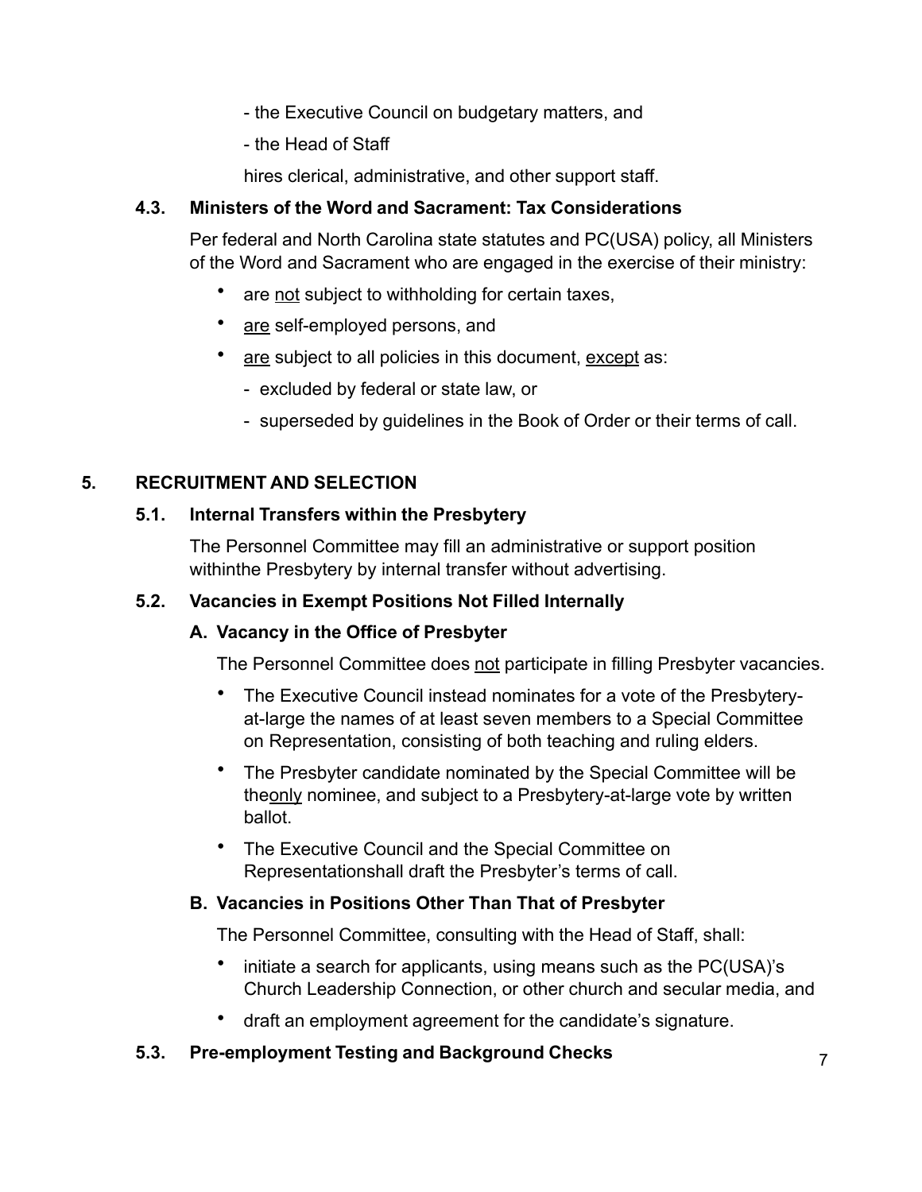- the Executive Council on budgetary matters, and

- the Head of Staff

hires clerical, administrative, and other support staff.

### 4.3. Ministers of the Word and Sacrament: Tax Considerations

Per federal and North Carolina state statutes and PC(USA) policy, all Ministers of the Word and Sacrament who are engaged in the exercise of their ministry:

- are <u>not</u> subject to withholding for certain taxes,
- <u>are</u> self-employed persons, and
- <u>are</u> subject to all policies in this document, <u>except</u> as:
  - excluded by federal or state law, or
  - superseded by guidelines in the Book of Order or their terms of call.

## 5. RECRUITMENT AND SELECTION

### 5.1. Internal Transfers within the Presbytery

The Personnel Committee may fill an administrative or support position withinthe Presbytery by internal transfer without advertising.

### 5.2. Vacancies in Exempt Positions Not Filled Internally

#### A. Vacancy in the Office of Presbyter

The Personnel Committee does <u>not</u> participate in filling Presbyter vacancies.

- The Executive Council instead nominates for a vote of the Presbytery-at-large the names of at least seven members to a Special Committee on Representation, consisting of both teaching and ruling elders.
- The Presbyter candidate nominated by the Special Committee will be the<u>only</u> nominee, and subject to a Presbytery-at-large vote by written ballot.
- The Executive Council and the Special Committee on Representationshall draft the Presbyter's terms of call.

#### B. Vacancies in Positions Other Than That of Presbyter

The Personnel Committee, consulting with the Head of Staff, shall:

- initiate a search for applicants, using means such as the PC(USA)'s Church Leadership Connection, or other church and secular media, and
- draft an employment agreement for the candidate's signature.

### 5.3. Pre-employment Testing and Background Checks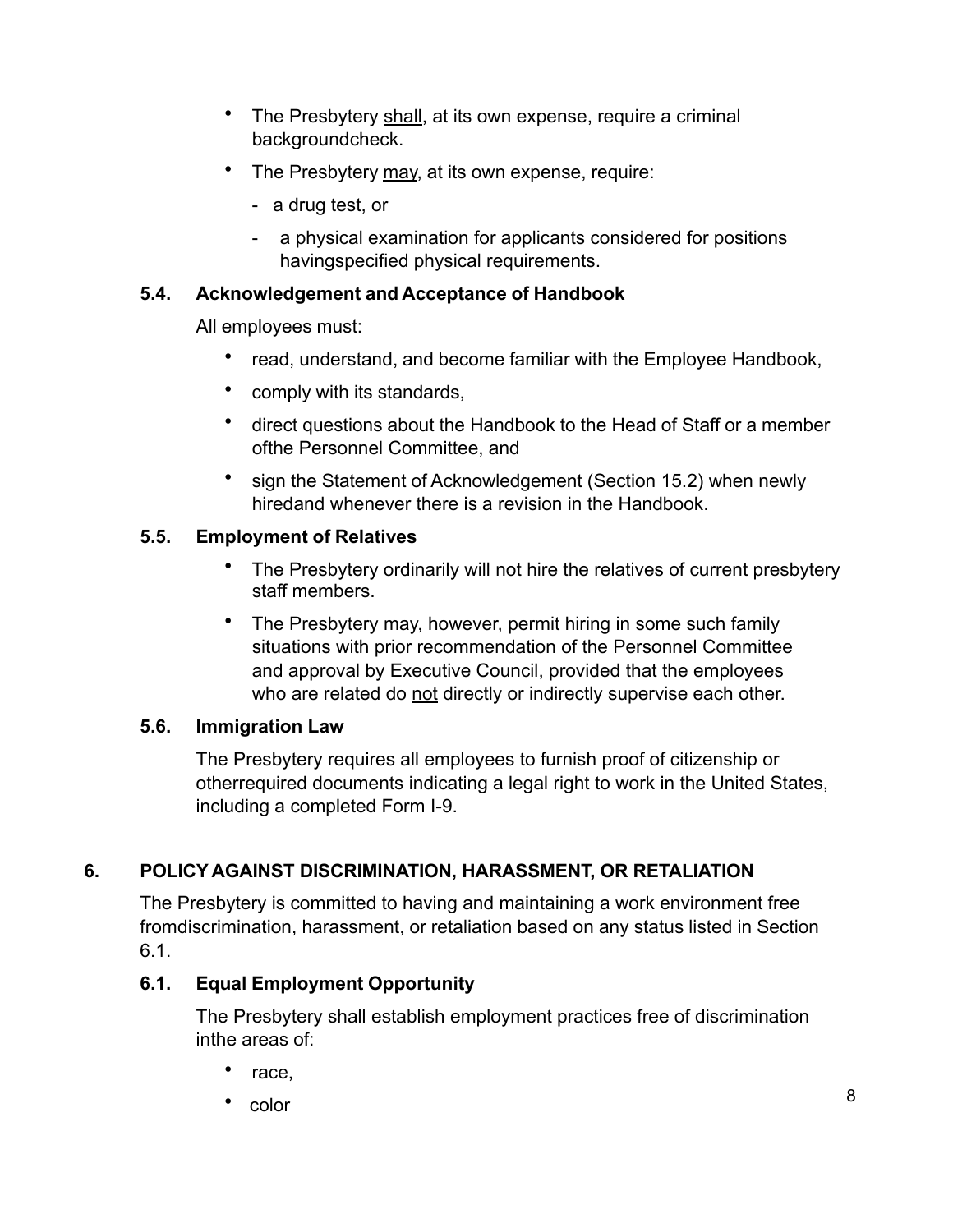- The Presbytery shall, at its own expense, require a criminal backgroundcheck.
- The Presbytery may, at its own expense, require:
  - a drug test, or
  - a physical examination for applicants considered for positions havingspecified physical requirements.

### 5.4. Acknowledgement and Acceptance of Handbook

All employees must:

- read, understand, and become familiar with the Employee Handbook,
- comply with its standards,
- direct questions about the Handbook to the Head of Staff or a member ofthe Personnel Committee, and
- sign the Statement of Acknowledgement (Section 15.2) when newly hiredand whenever there is a revision in the Handbook.

### 5.5. Employment of Relatives

- The Presbytery ordinarily will not hire the relatives of current presbytery staff members.
- The Presbytery may, however, permit hiring in some such family situations with prior recommendation of the Personnel Committee and approval by Executive Council, provided that the employees who are related do not directly or indirectly supervise each other.

### 5.6. Immigration Law

The Presbytery requires all employees to furnish proof of citizenship or otherrequired documents indicating a legal right to work in the United States, including a completed Form I-9.

## 6. POLICY AGAINST DISCRIMINATION, HARASSMENT, OR RETALIATION

The Presbytery is committed to having and maintaining a work environment free fromdiscrimination, harassment, or retaliation based on any status listed in Section 6.1.

### 6.1. Equal Employment Opportunity

The Presbytery shall establish employment practices free of discrimination inthe areas of:

- race,
- color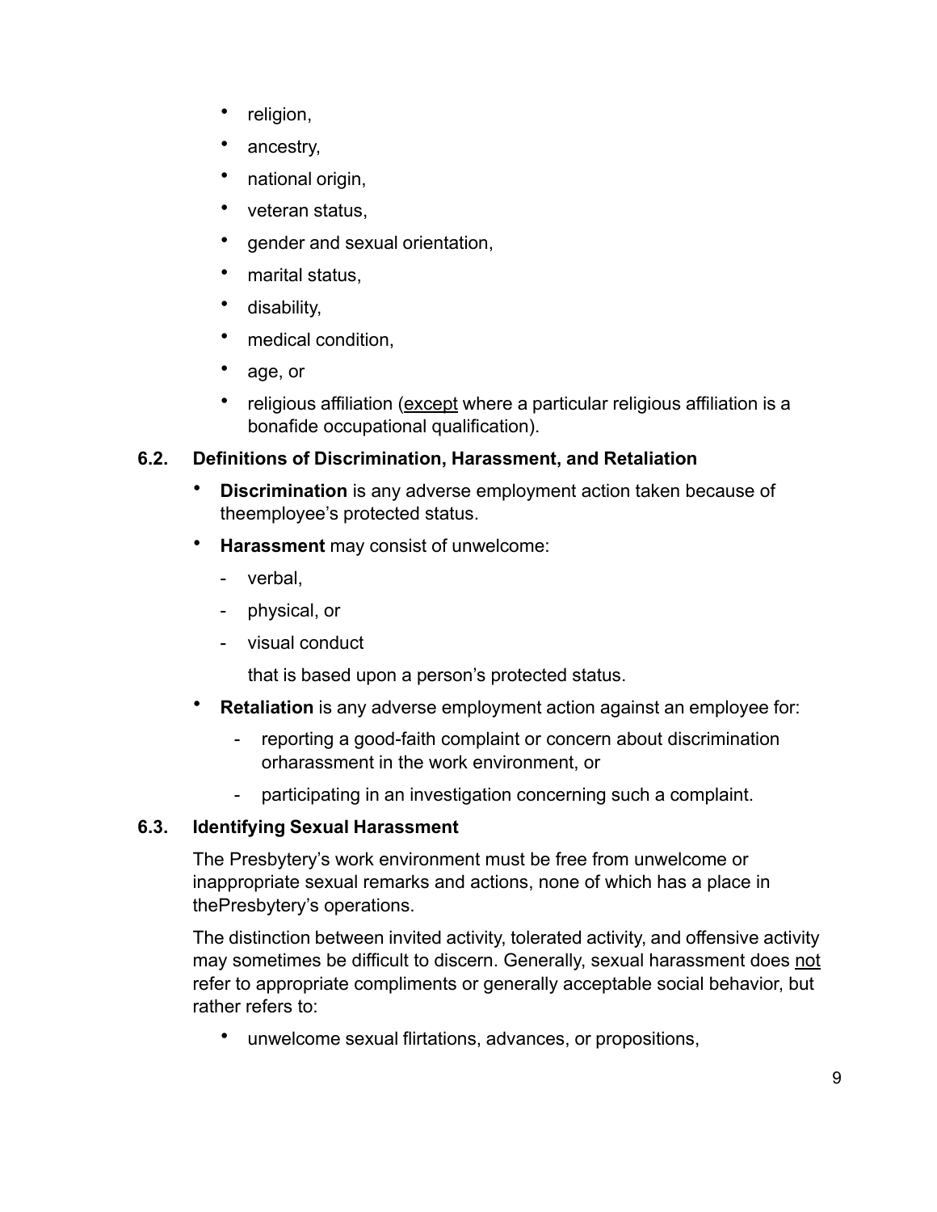- religion,
- ancestry,
- national origin,
- veteran status,
- gender and sexual orientation,
- marital status,
- disability,
- medical condition,
- age, or
- religious affiliation (<u>except</u> where a particular religious affiliation is a bonafide occupational qualification).

### 6.2. Definitions of Discrimination, Harassment, and Retaliation

- **Discrimination** is any adverse employment action taken because of theemployee's protected status.
- **Harassment** may consist of unwelcome:
  - verbal,
  - physical, or
  - visual conduct

  that is based upon a person's protected status.
- **Retaliation** is any adverse employment action against an employee for:
  - reporting a good-faith complaint or concern about discrimination orharassment in the work environment, or
  - participating in an investigation concerning such a complaint.

### 6.3. Identifying Sexual Harassment

The Presbytery's work environment must be free from unwelcome or inappropriate sexual remarks and actions, none of which has a place in thePresbytery's operations.

The distinction between invited activity, tolerated activity, and offensive activity may sometimes be difficult to discern. Generally, sexual harassment does <u>not</u> refer to appropriate compliments or generally acceptable social behavior, but rather refers to:

- unwelcome sexual flirtations, advances, or propositions,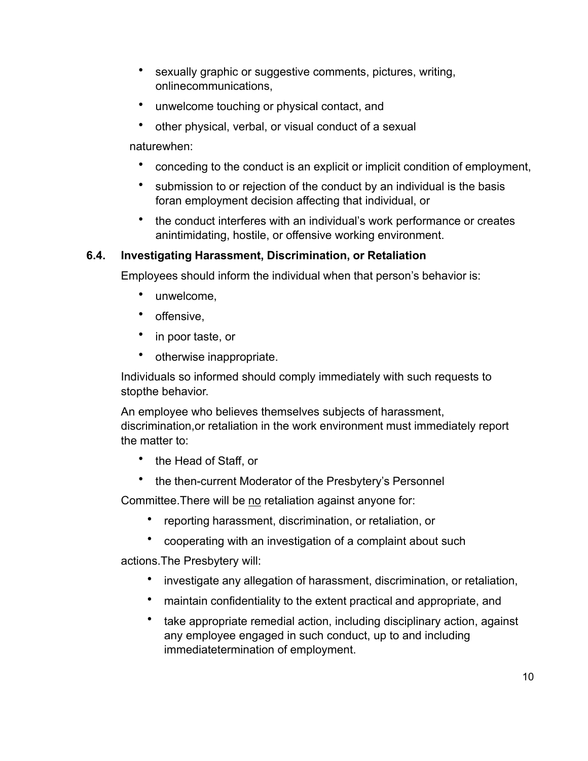- sexually graphic or suggestive comments, pictures, writing, onlinecommunications,
- unwelcome touching or physical contact, and
- other physical, verbal, or visual conduct of a sexual

naturewhen:

- conceding to the conduct is an explicit or implicit condition of employment,
- submission to or rejection of the conduct by an individual is the basis foran employment decision affecting that individual, or
- the conduct interferes with an individual's work performance or creates anintimidating, hostile, or offensive working environment.

### 6.4. Investigating Harassment, Discrimination, or Retaliation

Employees should inform the individual when that person's behavior is:

- unwelcome,
- offensive,
- in poor taste, or
- otherwise inappropriate.

Individuals so informed should comply immediately with such requests to stopthe behavior.

An employee who believes themselves subjects of harassment, discrimination,or retaliation in the work environment must immediately report the matter to:

- the Head of Staff, or
- the then-current Moderator of the Presbytery's Personnel

Committee.There will be <u>no</u> retaliation against anyone for:

- reporting harassment, discrimination, or retaliation, or
- cooperating with an investigation of a complaint about such

actions.The Presbytery will:

- investigate any allegation of harassment, discrimination, or retaliation,
- maintain confidentiality to the extent practical and appropriate, and
- take appropriate remedial action, including disciplinary action, against any employee engaged in such conduct, up to and including immediatetermination of employment.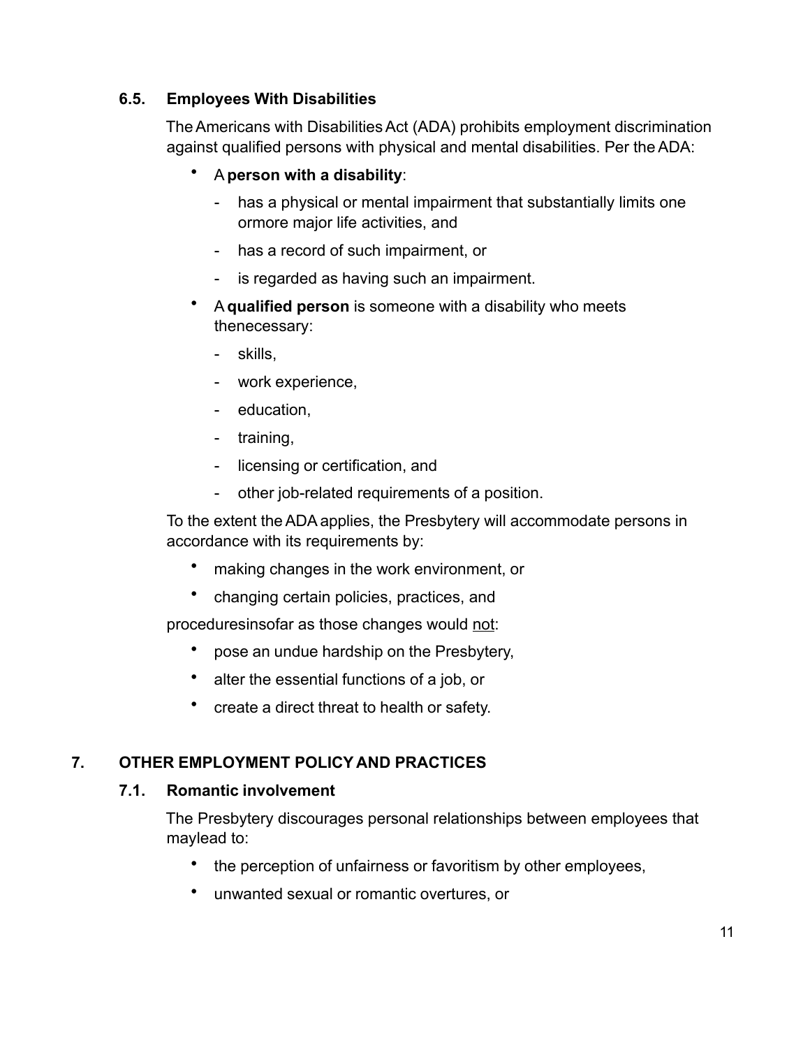### 6.5. Employees With Disabilities

The Americans with Disabilities Act (ADA) prohibits employment discrimination against qualified persons with physical and mental disabilities. Per the ADA:

- A **person with a disability**:
  - has a physical or mental impairment that substantially limits one ormore major life activities, and
  - has a record of such impairment, or
  - is regarded as having such an impairment.
- A **qualified person** is someone with a disability who meets thenecessary:
  - skills,
  - work experience,
  - education,
  - training,
  - licensing or certification, and
  - other job-related requirements of a position.

To the extent the ADA applies, the Presbytery will accommodate persons in accordance with its requirements by:

- making changes in the work environment, or
- changing certain policies, practices, and

proceduresinsofar as those changes would <u>not</u>:

- pose an undue hardship on the Presbytery,
- alter the essential functions of a job, or
- create a direct threat to health or safety.

## 7. OTHER EMPLOYMENT POLICY AND PRACTICES

### 7.1. Romantic involvement

The Presbytery discourages personal relationships between employees that maylead to:

- the perception of unfairness or favoritism by other employees,
- unwanted sexual or romantic overtures, or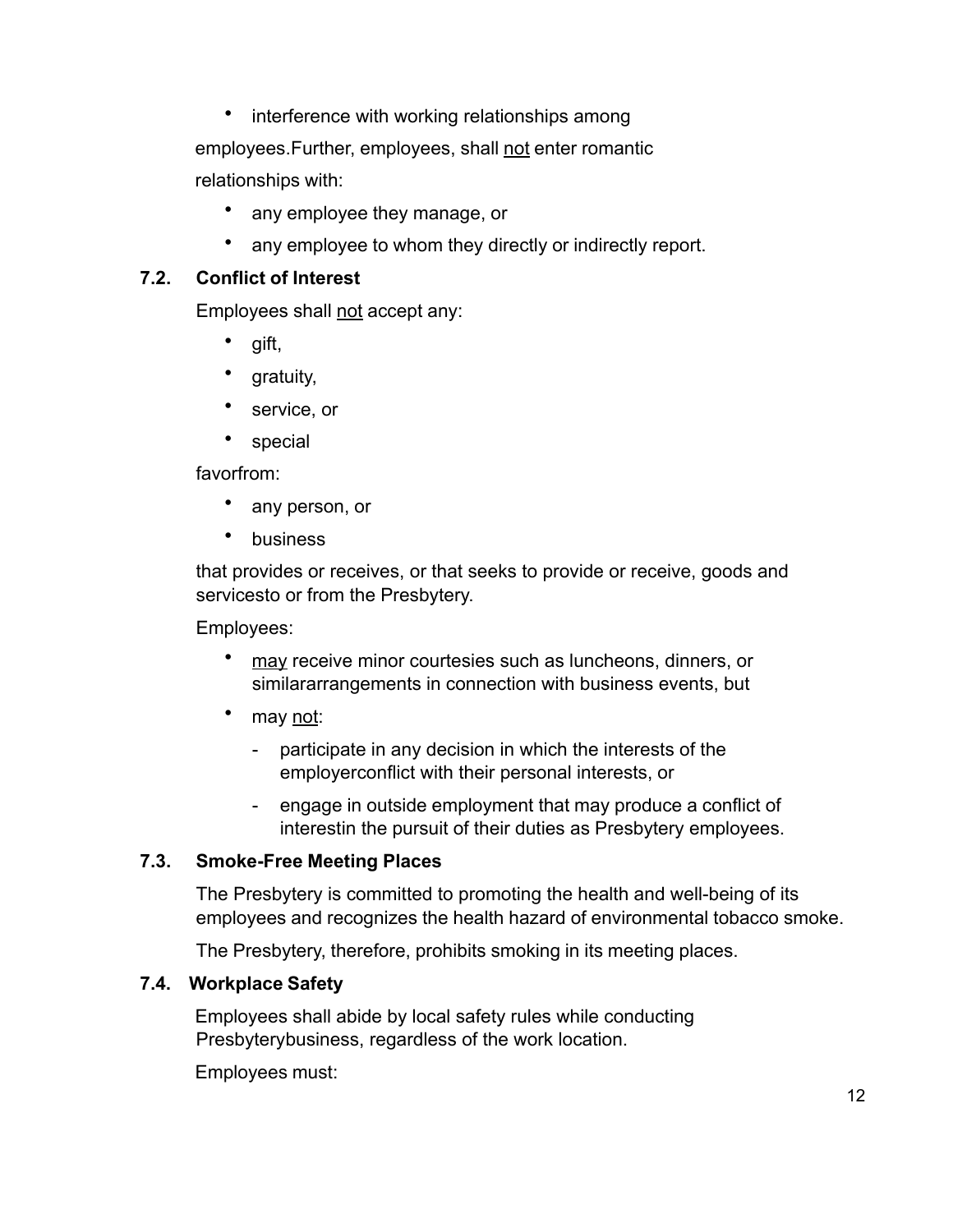- interference with working relationships among

employees.Further, employees, shall <u>not</u> enter romantic relationships with:

- any employee they manage, or
- any employee to whom they directly or indirectly report.

### 7.2. Conflict of Interest

Employees shall <u>not</u> accept any:

- gift,
- gratuity,
- service, or
- special

favorfrom:

- any person, or
- business

that provides or receives, or that seeks to provide or receive, goods and servicesto or from the Presbytery.

Employees:

- <u>may</u> receive minor courtesies such as luncheons, dinners, or similararrangements in connection with business events, but
- may <u>not</u>:
  - participate in any decision in which the interests of the employerconflict with their personal interests, or
  - engage in outside employment that may produce a conflict of interestin the pursuit of their duties as Presbytery employees.

### 7.3. Smoke-Free Meeting Places

The Presbytery is committed to promoting the health and well-being of its employees and recognizes the health hazard of environmental tobacco smoke.

The Presbytery, therefore, prohibits smoking in its meeting places.

### 7.4. Workplace Safety

Employees shall abide by local safety rules while conducting Presbyterybusiness, regardless of the work location.

Employees must: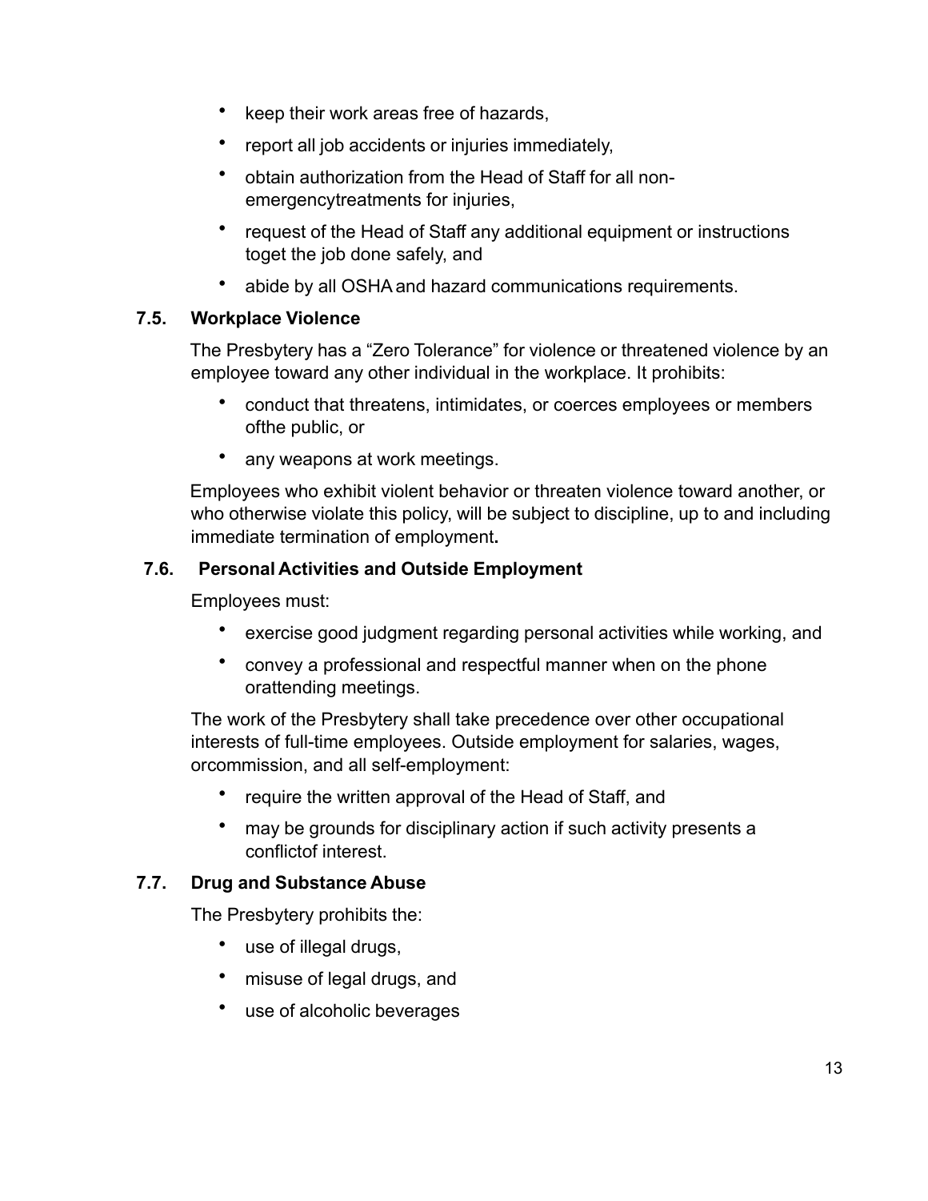- keep their work areas free of hazards,
- report all job accidents or injuries immediately,
- obtain authorization from the Head of Staff for all non-emergencytreatments for injuries,
- request of the Head of Staff any additional equipment or instructions toget the job done safely, and
- abide by all OSHA and hazard communications requirements.

### 7.5. Workplace Violence

The Presbytery has a “Zero Tolerance” for violence or threatened violence by an employee toward any other individual in the workplace. It prohibits:

- conduct that threatens, intimidates, or coerces employees or members ofthe public, or
- any weapons at work meetings.

Employees who exhibit violent behavior or threaten violence toward another, or who otherwise violate this policy, will be subject to discipline, up to and including immediate termination of employment**.**

### 7.6. Personal Activities and Outside Employment

Employees must:

- exercise good judgment regarding personal activities while working, and
- convey a professional and respectful manner when on the phone orattending meetings.

The work of the Presbytery shall take precedence over other occupational interests of full-time employees. Outside employment for salaries, wages, orcommission, and all self-employment:

- require the written approval of the Head of Staff, and
- may be grounds for disciplinary action if such activity presents a conflictof interest.

### 7.7. Drug and Substance Abuse

The Presbytery prohibits the:

- use of illegal drugs,
- misuse of legal drugs, and
- use of alcoholic beverages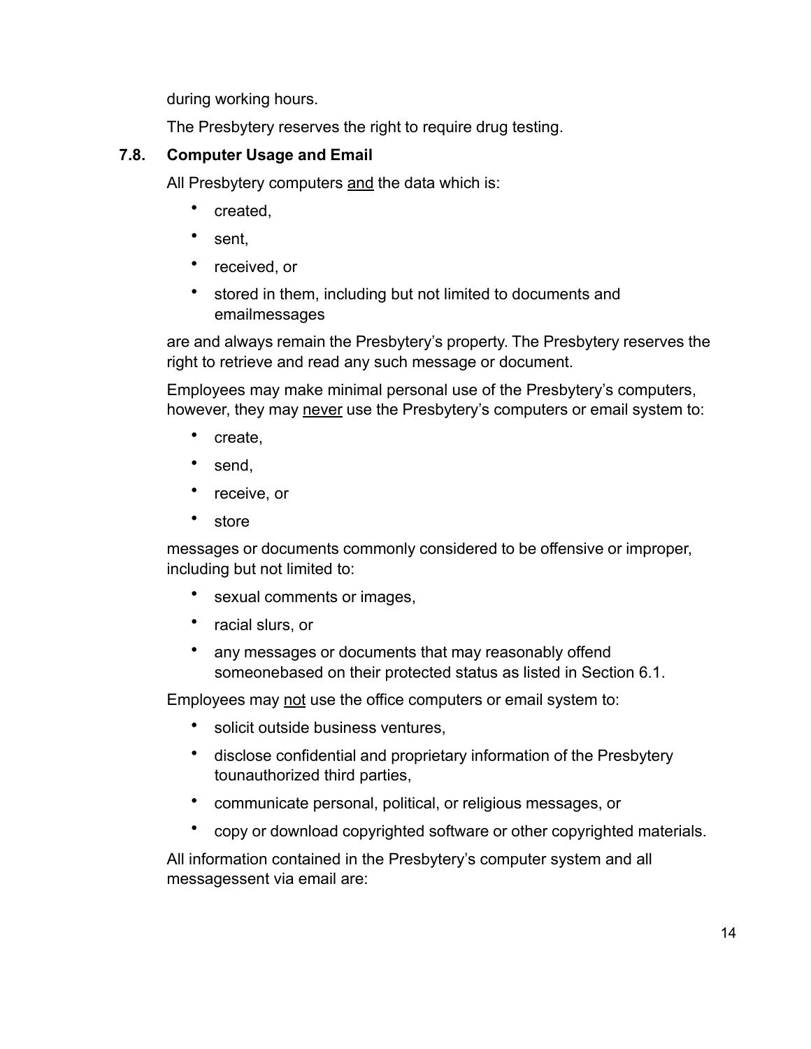during working hours.

The Presbytery reserves the right to require drug testing.

### 7.8. Computer Usage and Email

All Presbytery computers <u>and</u> the data which is:

- created,
- sent,
- received, or
- stored in them, including but not limited to documents and emailmessages

are and always remain the Presbytery's property. The Presbytery reserves the right to retrieve and read any such message or document.

Employees may make minimal personal use of the Presbytery's computers, however, they may <u>never</u> use the Presbytery's computers or email system to:

- create,
- send,
- receive, or
- store

messages or documents commonly considered to be offensive or improper, including but not limited to:

- sexual comments or images,
- racial slurs, or
- any messages or documents that may reasonably offend someonebased on their protected status as listed in Section 6.1.

Employees may <u>not</u> use the office computers or email system to:

- solicit outside business ventures,
- disclose confidential and proprietary information of the Presbytery tounauthorized third parties,
- communicate personal, political, or religious messages, or
- copy or download copyrighted software or other copyrighted materials.

All information contained in the Presbytery's computer system and all messagessent via email are: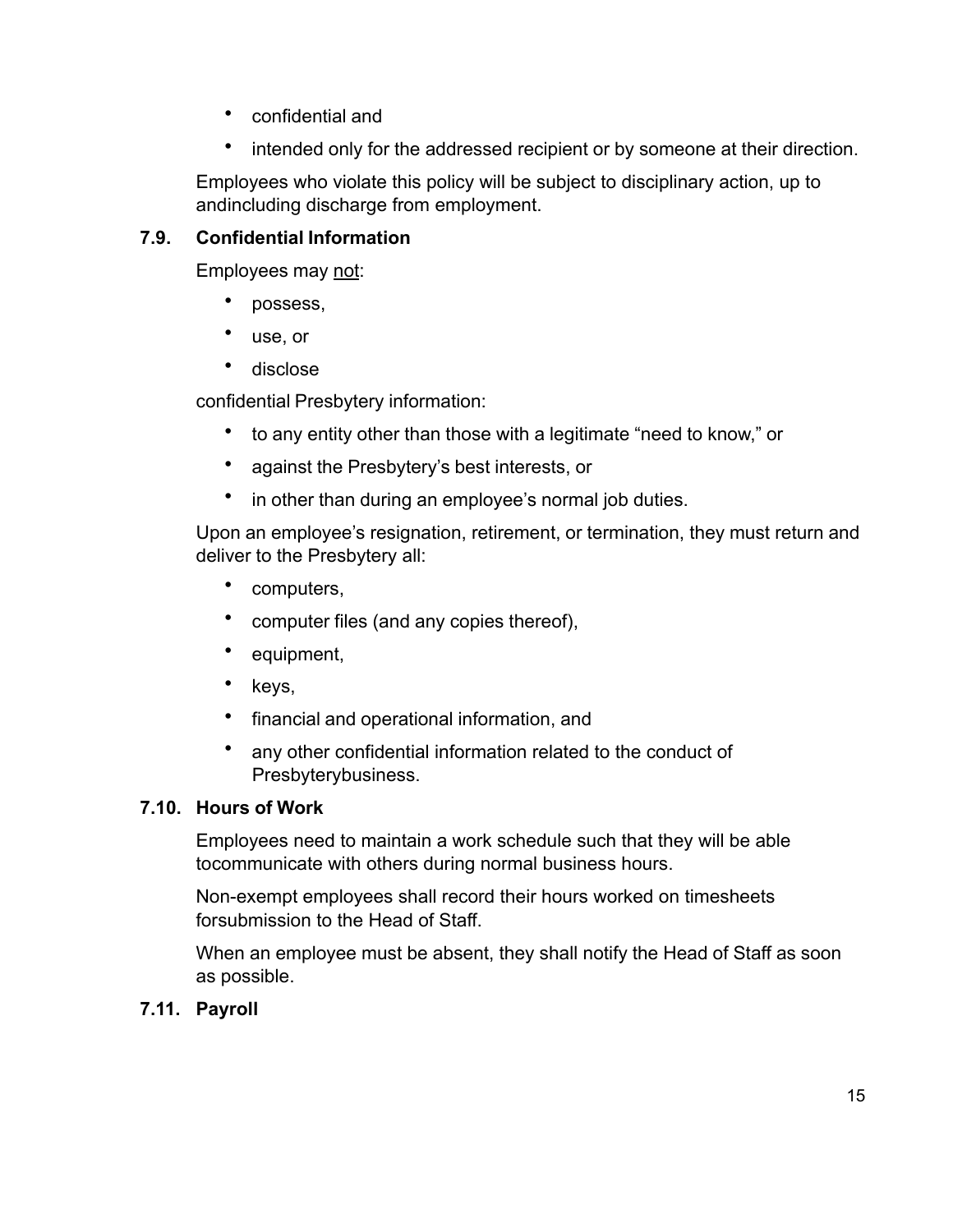- confidential and
- intended only for the addressed recipient or by someone at their direction.

Employees who violate this policy will be subject to disciplinary action, up to andincluding discharge from employment.

### 7.9. Confidential Information

Employees may not:

- possess,
- use, or
- disclose

confidential Presbytery information:

- to any entity other than those with a legitimate “need to know,” or
- against the Presbytery’s best interests, or
- in other than during an employee’s normal job duties.

Upon an employee’s resignation, retirement, or termination, they must return and deliver to the Presbytery all:

- computers,
- computer files (and any copies thereof),
- equipment,
- keys,
- financial and operational information, and
- any other confidential information related to the conduct of Presbyterybusiness.

### 7.10. Hours of Work

Employees need to maintain a work schedule such that they will be able tocommunicate with others during normal business hours.

Non-exempt employees shall record their hours worked on timesheets forsubmission to the Head of Staff.

When an employee must be absent, they shall notify the Head of Staff as soon as possible.

### 7.11. Payroll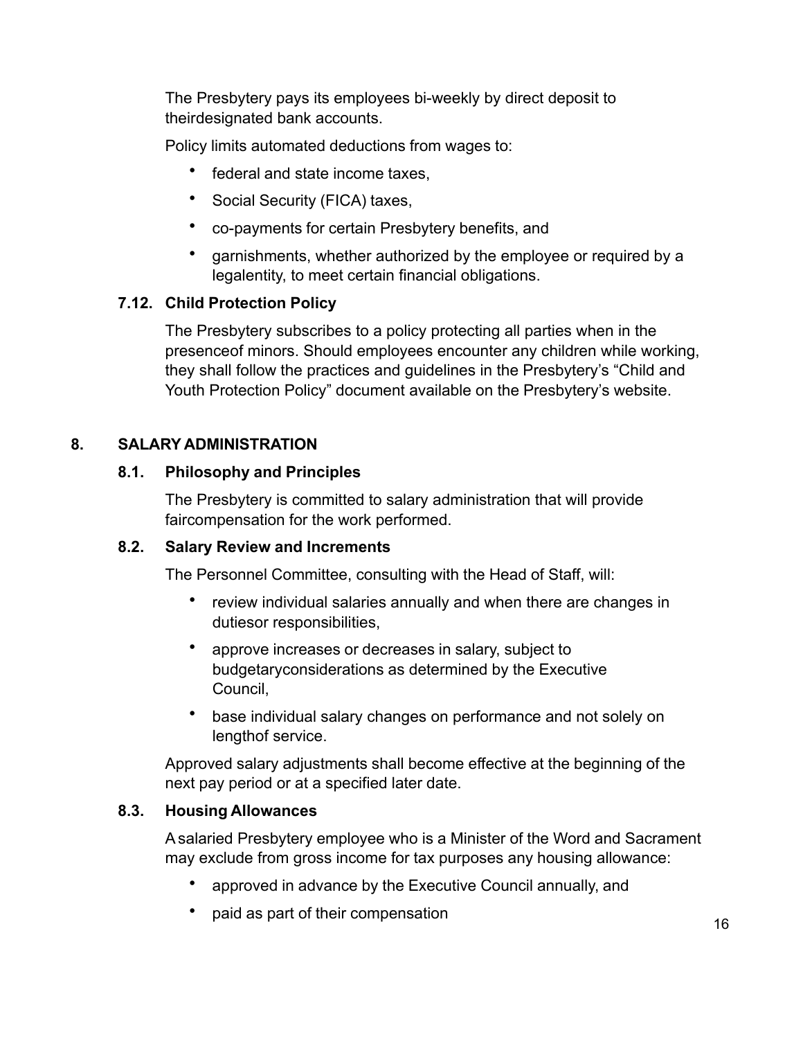The Presbytery pays its employees bi-weekly by direct deposit to theirdesignated bank accounts.

Policy limits automated deductions from wages to:

- federal and state income taxes,
- Social Security (FICA) taxes,
- co-payments for certain Presbytery benefits, and
- garnishments, whether authorized by the employee or required by a legalentity, to meet certain financial obligations.

### 7.12. Child Protection Policy

The Presbytery subscribes to a policy protecting all parties when in the presenceof minors. Should employees encounter any children while working, they shall follow the practices and guidelines in the Presbytery's "Child and Youth Protection Policy" document available on the Presbytery's website.

## 8. SALARY ADMINISTRATION

### 8.1. Philosophy and Principles

The Presbytery is committed to salary administration that will provide faircompensation for the work performed.

### 8.2. Salary Review and Increments

The Personnel Committee, consulting with the Head of Staff, will:

- review individual salaries annually and when there are changes in dutiesor responsibilities,
- approve increases or decreases in salary, subject to budgetaryconsiderations as determined by the Executive Council,
- base individual salary changes on performance and not solely on lengthof service.

Approved salary adjustments shall become effective at the beginning of the next pay period or at a specified later date.

### 8.3. Housing Allowances

A salaried Presbytery employee who is a Minister of the Word and Sacrament may exclude from gross income for tax purposes any housing allowance:

- approved in advance by the Executive Council annually, and
- paid as part of their compensation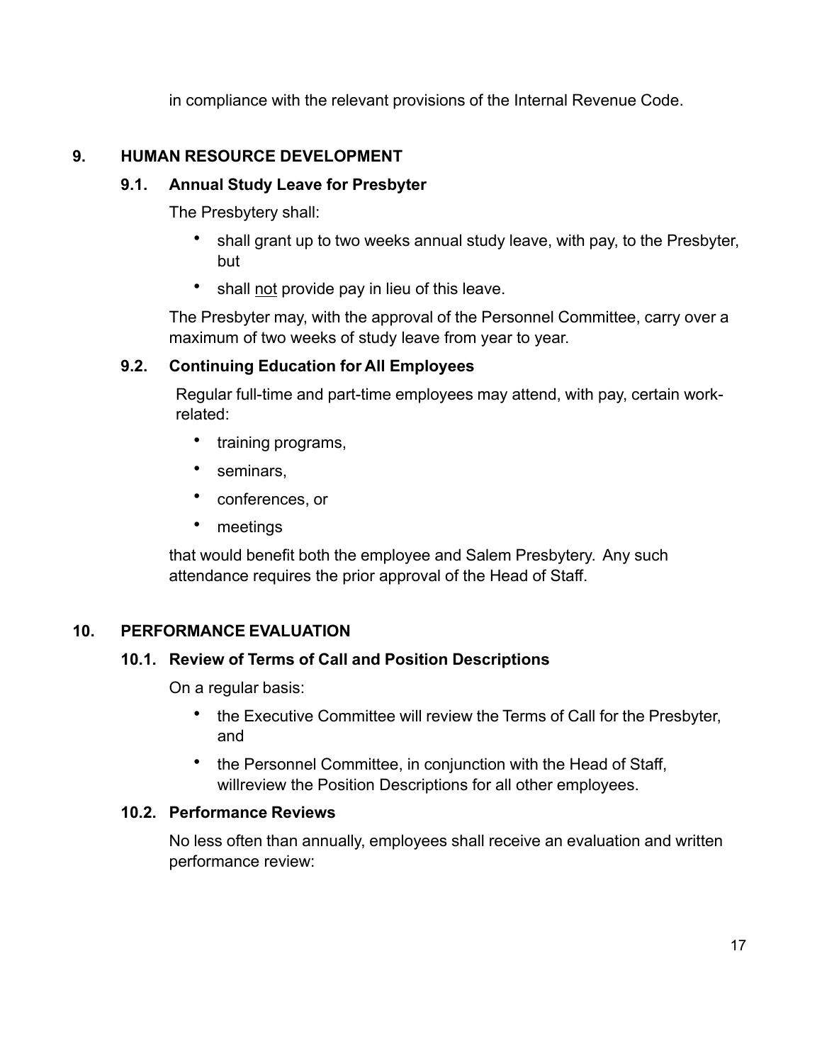in compliance with the relevant provisions of the Internal Revenue Code.

## 9. HUMAN RESOURCE DEVELOPMENT

### 9.1. Annual Study Leave for Presbyter

The Presbytery shall:

- shall grant up to two weeks annual study leave, with pay, to the Presbyter, but
- shall <u>not</u> provide pay in lieu of this leave.

The Presbyter may, with the approval of the Personnel Committee, carry over a maximum of two weeks of study leave from year to year.

### 9.2. Continuing Education for All Employees

Regular full-time and part-time employees may attend, with pay, certain work-related:

- training programs,
- seminars,
- conferences, or
- meetings

that would benefit both the employee and Salem Presbytery. Any such attendance requires the prior approval of the Head of Staff.

## 10. PERFORMANCE EVALUATION

### 10.1. Review of Terms of Call and Position Descriptions

On a regular basis:

- the Executive Committee will review the Terms of Call for the Presbyter, and
- the Personnel Committee, in conjunction with the Head of Staff, willreview the Position Descriptions for all other employees.

### 10.2. Performance Reviews

No less often than annually, employees shall receive an evaluation and written performance review: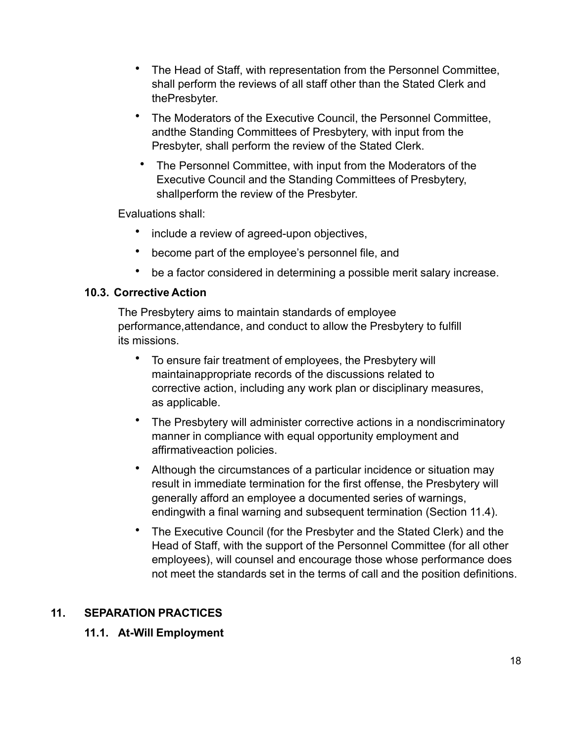- The Head of Staff, with representation from the Personnel Committee, shall perform the reviews of all staff other than the Stated Clerk and thePresbyter.
- The Moderators of the Executive Council, the Personnel Committee, andthe Standing Committees of Presbytery, with input from the Presbyter, shall perform the review of the Stated Clerk.
- The Personnel Committee, with input from the Moderators of the Executive Council and the Standing Committees of Presbytery, shallperform the review of the Presbyter.

Evaluations shall:

- include a review of agreed-upon objectives,
- become part of the employee's personnel file, and
- be a factor considered in determining a possible merit salary increase.

### 10.3. Corrective Action

The Presbytery aims to maintain standards of employee performance,attendance, and conduct to allow the Presbytery to fulfill its missions.

- To ensure fair treatment of employees, the Presbytery will maintainappropriate records of the discussions related to corrective action, including any work plan or disciplinary measures, as applicable.
- The Presbytery will administer corrective actions in a nondiscriminatory manner in compliance with equal opportunity employment and affirmativeaction policies.
- Although the circumstances of a particular incidence or situation may result in immediate termination for the first offense, the Presbytery will generally afford an employee a documented series of warnings, endingwith a final warning and subsequent termination (Section 11.4).
- The Executive Council (for the Presbyter and the Stated Clerk) and the Head of Staff, with the support of the Personnel Committee (for all other employees), will counsel and encourage those whose performance does not meet the standards set in the terms of call and the position definitions.

## 11. SEPARATION PRACTICES

### 11.1. At-Will Employment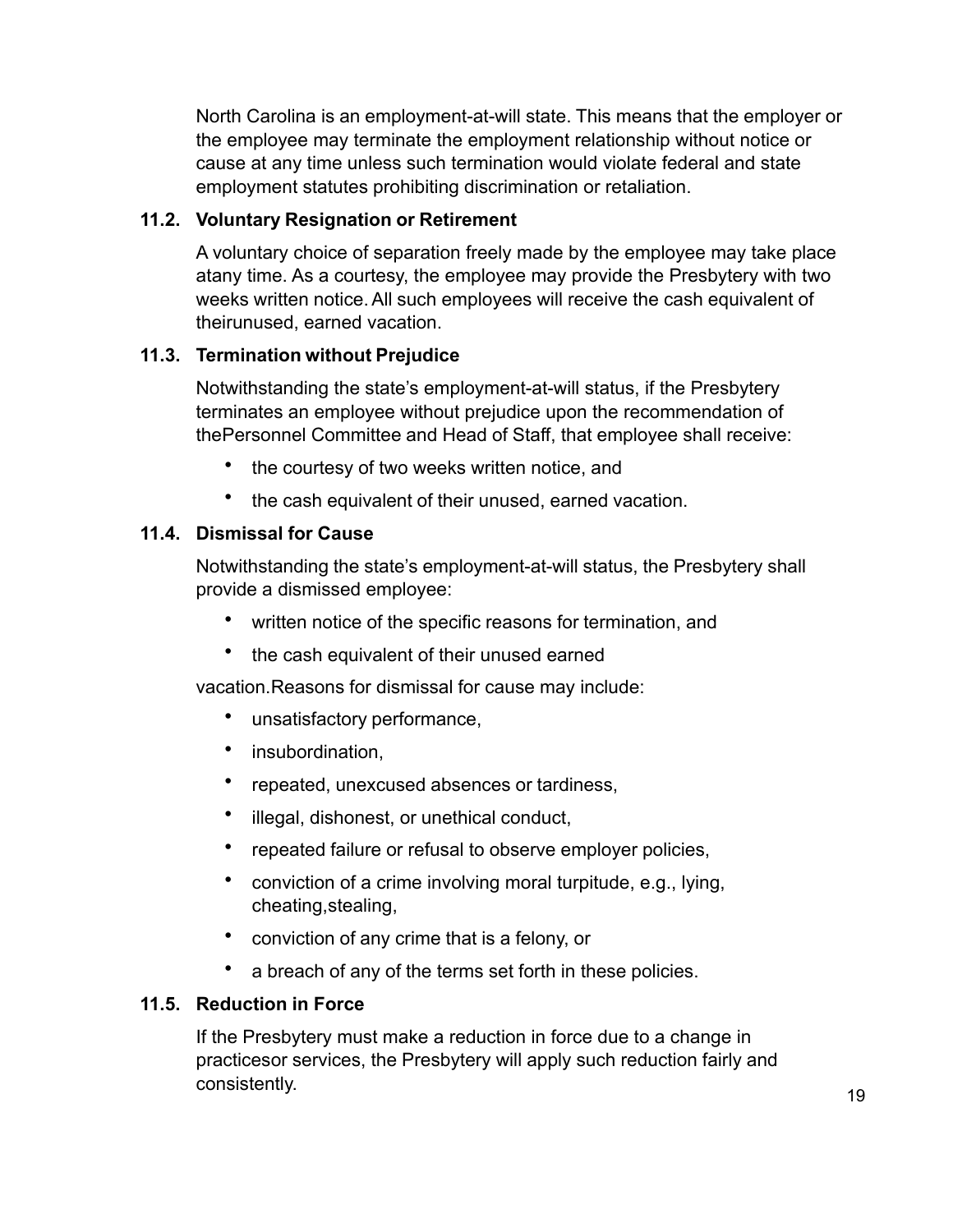North Carolina is an employment-at-will state. This means that the employer or the employee may terminate the employment relationship without notice or cause at any time unless such termination would violate federal and state employment statutes prohibiting discrimination or retaliation.

### 11.2. Voluntary Resignation or Retirement

A voluntary choice of separation freely made by the employee may take place atany time. As a courtesy, the employee may provide the Presbytery with two weeks written notice. All such employees will receive the cash equivalent of theirunused, earned vacation.

### 11.3. Termination without Prejudice

Notwithstanding the state's employment-at-will status, if the Presbytery terminates an employee without prejudice upon the recommendation of thePersonnel Committee and Head of Staff, that employee shall receive:

- the courtesy of two weeks written notice, and
- the cash equivalent of their unused, earned vacation.

### 11.4. Dismissal for Cause

Notwithstanding the state's employment-at-will status, the Presbytery shall provide a dismissed employee:

- written notice of the specific reasons for termination, and
- the cash equivalent of their unused earned

vacation.Reasons for dismissal for cause may include:

- unsatisfactory performance,
- insubordination,
- repeated, unexcused absences or tardiness,
- illegal, dishonest, or unethical conduct,
- repeated failure or refusal to observe employer policies,
- conviction of a crime involving moral turpitude, e.g., lying, cheating,stealing,
- conviction of any crime that is a felony, or
- a breach of any of the terms set forth in these policies.

### 11.5. Reduction in Force

If the Presbytery must make a reduction in force due to a change in practicesor services, the Presbytery will apply such reduction fairly and consistently.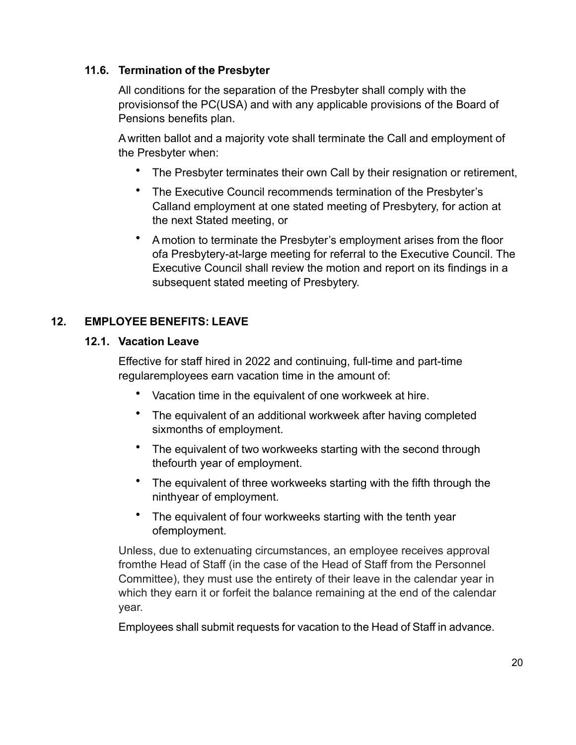### 11.6. Termination of the Presbyter

All conditions for the separation of the Presbyter shall comply with the provisionsof the PC(USA) and with any applicable provisions of the Board of Pensions benefits plan.

A written ballot and a majority vote shall terminate the Call and employment of the Presbyter when:

- The Presbyter terminates their own Call by their resignation or retirement,
- The Executive Council recommends termination of the Presbyter's Calland employment at one stated meeting of Presbytery, for action at the next Stated meeting, or
- A motion to terminate the Presbyter's employment arises from the floor ofa Presbytery-at-large meeting for referral to the Executive Council. The Executive Council shall review the motion and report on its findings in a subsequent stated meeting of Presbytery.

## 12. EMPLOYEE BENEFITS: LEAVE

### 12.1. Vacation Leave

Effective for staff hired in 2022 and continuing, full-time and part-time regularemployees earn vacation time in the amount of:

- Vacation time in the equivalent of one workweek at hire.
- The equivalent of an additional workweek after having completed sixmonths of employment.
- The equivalent of two workweeks starting with the second through thefourth year of employment.
- The equivalent of three workweeks starting with the fifth through the ninthyear of employment.
- The equivalent of four workweeks starting with the tenth year ofemployment.

Unless, due to extenuating circumstances, an employee receives approval fromthe Head of Staff (in the case of the Head of Staff from the Personnel Committee), they must use the entirety of their leave in the calendar year in which they earn it or forfeit the balance remaining at the end of the calendar year.

Employees shall submit requests for vacation to the Head of Staff in advance.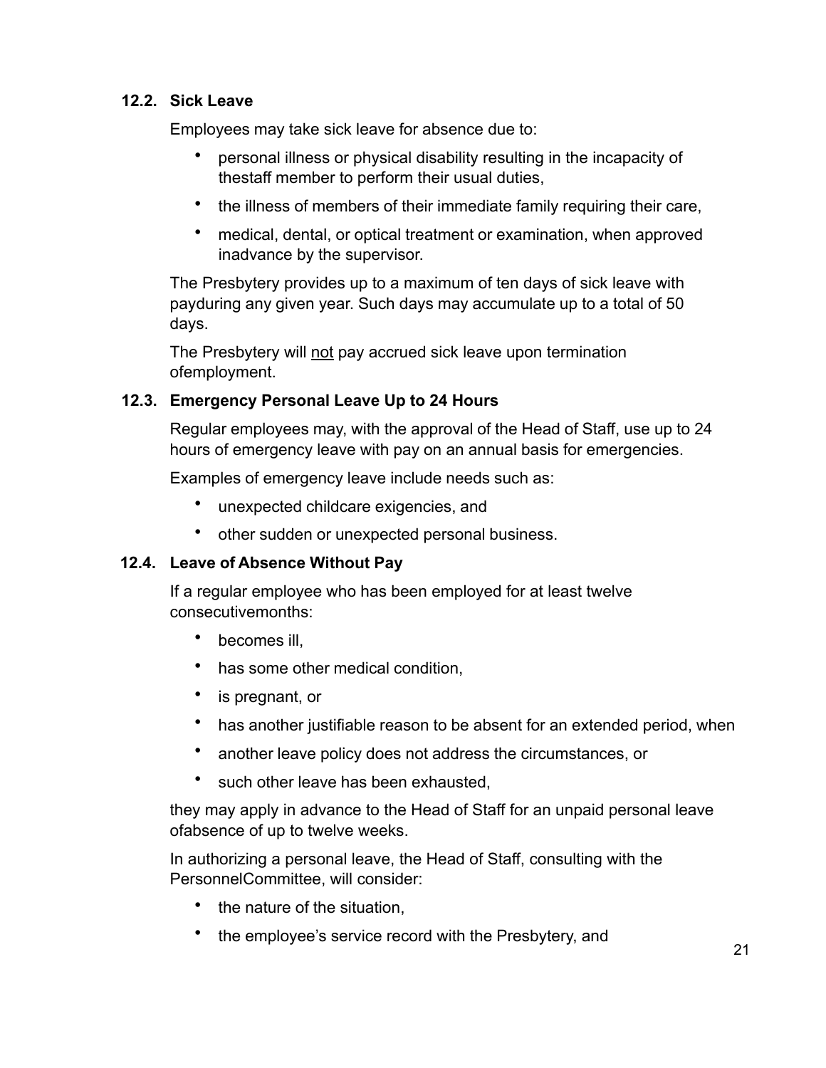### 12.2. Sick Leave

Employees may take sick leave for absence due to:

- personal illness or physical disability resulting in the incapacity of thestaff member to perform their usual duties,
- the illness of members of their immediate family requiring their care,
- medical, dental, or optical treatment or examination, when approved inadvance by the supervisor.

The Presbytery provides up to a maximum of ten days of sick leave with payduring any given year. Such days may accumulate up to a total of 50 days.

The Presbytery will <u>not</u> pay accrued sick leave upon termination ofemployment.

### 12.3. Emergency Personal Leave Up to 24 Hours

Regular employees may, with the approval of the Head of Staff, use up to 24 hours of emergency leave with pay on an annual basis for emergencies.

Examples of emergency leave include needs such as:

- unexpected childcare exigencies, and
- other sudden or unexpected personal business.

### 12.4. Leave of Absence Without Pay

If a regular employee who has been employed for at least twelve consecutivemonths:

- becomes ill,
- has some other medical condition,
- is pregnant, or
- has another justifiable reason to be absent for an extended period, when
- another leave policy does not address the circumstances, or
- such other leave has been exhausted,

they may apply in advance to the Head of Staff for an unpaid personal leave ofabsence of up to twelve weeks.

In authorizing a personal leave, the Head of Staff, consulting with the PersonnelCommittee, will consider:

- the nature of the situation,
- the employee's service record with the Presbytery, and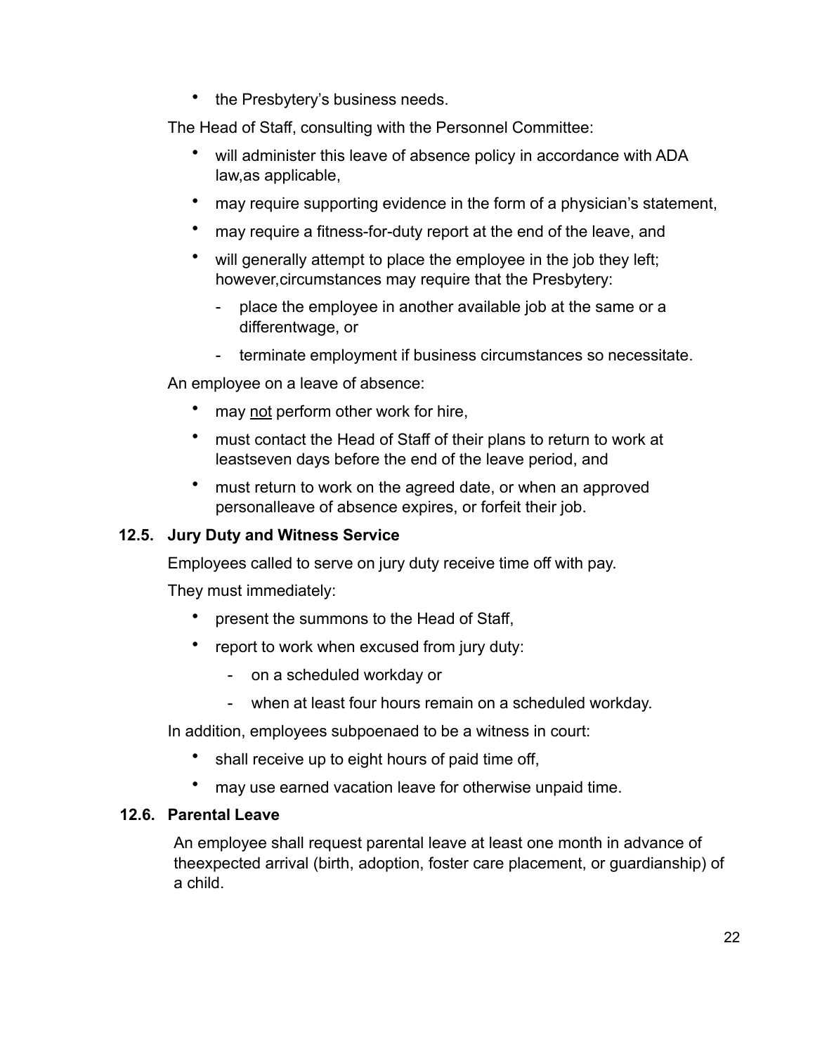- the Presbytery's business needs.

The Head of Staff, consulting with the Personnel Committee:

- will administer this leave of absence policy in accordance with ADA law,as applicable,
- may require supporting evidence in the form of a physician's statement,
- may require a fitness-for-duty report at the end of the leave, and
- will generally attempt to place the employee in the job they left; however,circumstances may require that the Presbytery:
  - place the employee in another available job at the same or a differentwage, or
  - terminate employment if business circumstances so necessitate.

An employee on a leave of absence:

- may <u>not</u> perform other work for hire,
- must contact the Head of Staff of their plans to return to work at leastseven days before the end of the leave period, and
- must return to work on the agreed date, or when an approved personalleave of absence expires, or forfeit their job.

### 12.5. Jury Duty and Witness Service

Employees called to serve on jury duty receive time off with pay.

They must immediately:

- present the summons to the Head of Staff,
- report to work when excused from jury duty:
  - on a scheduled workday or
  - when at least four hours remain on a scheduled workday.

In addition, employees subpoenaed to be a witness in court:

- shall receive up to eight hours of paid time off,
- may use earned vacation leave for otherwise unpaid time.

### 12.6. Parental Leave

An employee shall request parental leave at least one month in advance of theexpected arrival (birth, adoption, foster care placement, or guardianship) of a child.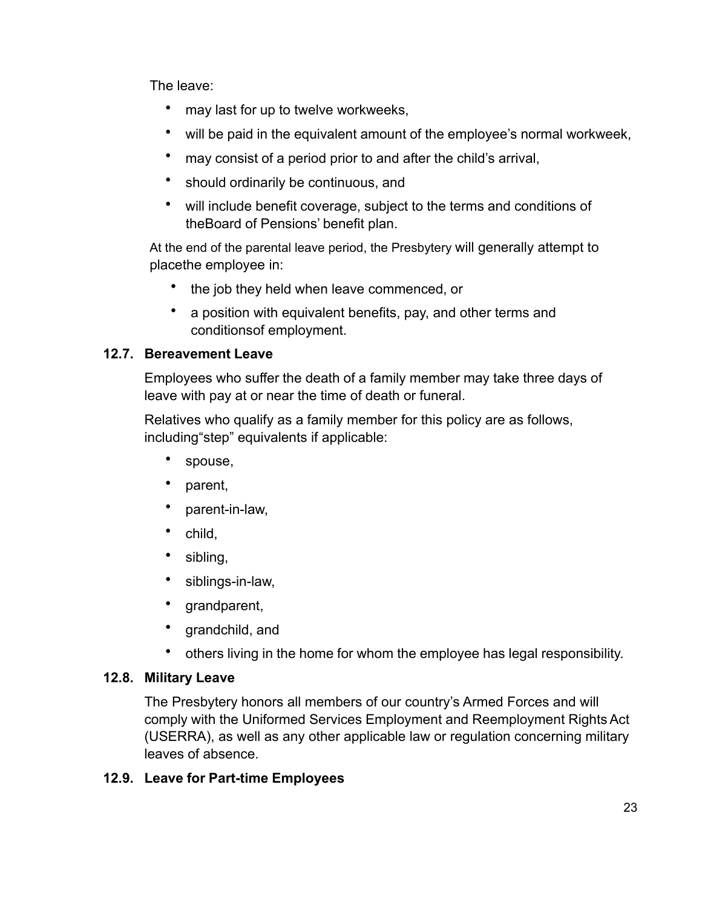The leave:

- may last for up to twelve workweeks,
- will be paid in the equivalent amount of the employee's normal workweek,
- may consist of a period prior to and after the child's arrival,
- should ordinarily be continuous, and
- will include benefit coverage, subject to the terms and conditions of theBoard of Pensions' benefit plan.

At the end of the parental leave period, the Presbytery will generally attempt to placethe employee in:

- the job they held when leave commenced, or
- a position with equivalent benefits, pay, and other terms and conditionsof employment.

### 12.7. Bereavement Leave

Employees who suffer the death of a family member may take three days of leave with pay at or near the time of death or funeral.

Relatives who qualify as a family member for this policy are as follows, including"step" equivalents if applicable:

- spouse,
- parent,
- parent-in-law,
- child,
- sibling,
- siblings-in-law,
- grandparent,
- grandchild, and
- others living in the home for whom the employee has legal responsibility.

### 12.8. Military Leave

The Presbytery honors all members of our country's Armed Forces and will comply with the Uniformed Services Employment and Reemployment Rights Act (USERRA), as well as any other applicable law or regulation concerning military leaves of absence.

### 12.9. Leave for Part-time Employees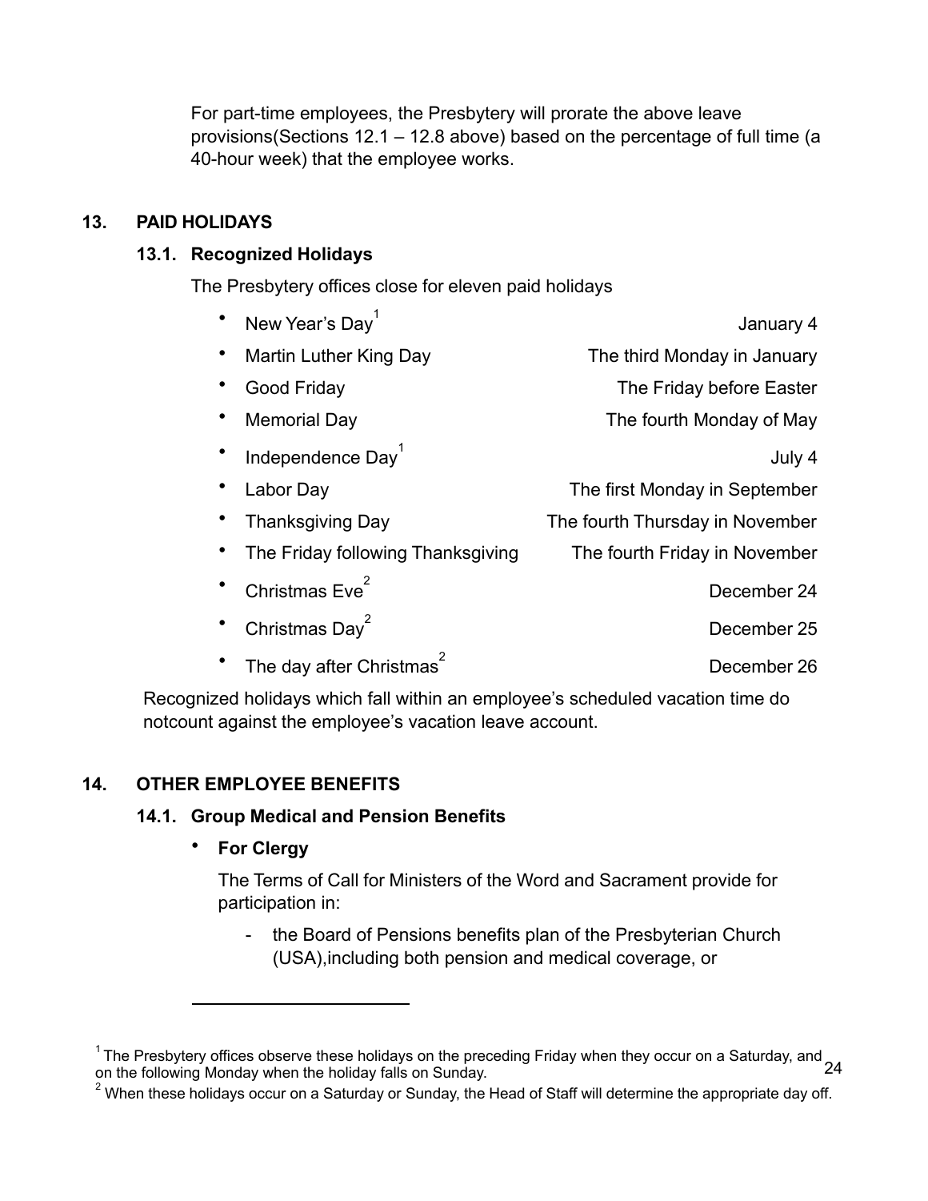For part-time employees, the Presbytery will prorate the above leave provisions(Sections 12.1 – 12.8 above) based on the percentage of full time (a 40-hour week) that the employee works.

## 13. PAID HOLIDAYS

### 13.1. Recognized Holidays

The Presbytery offices close for eleven paid holidays

- New Year's Day[1] — January 4
- Martin Luther King Day — The third Monday in January
- Good Friday — The Friday before Easter
- Memorial Day — The fourth Monday of May
- Independence Day[1] — July 4
- Labor Day — The first Monday in September
- Thanksgiving Day — The fourth Thursday in November
- The Friday following Thanksgiving — The fourth Friday in November
- Christmas Eve[2] — December 24
- Christmas Day[2] — December 25
- The day after Christmas[2] — December 26

Recognized holidays which fall within an employee's scheduled vacation time do notcount against the employee's vacation leave account.

## 14. OTHER EMPLOYEE BENEFITS

### 14.1. Group Medical and Pension Benefits

- **For Clergy**

  The Terms of Call for Ministers of the Word and Sacrament provide for participation in:

  - the Board of Pensions benefits plan of the Presbyterian Church (USA),including both pension and medical coverage, or

---

[1] The Presbytery offices observe these holidays on the preceding Friday when they occur on a Saturday, and on the following Monday when the holiday falls on Sunday.

[2] When these holidays occur on a Saturday or Sunday, the Head of Staff will determine the appropriate day off.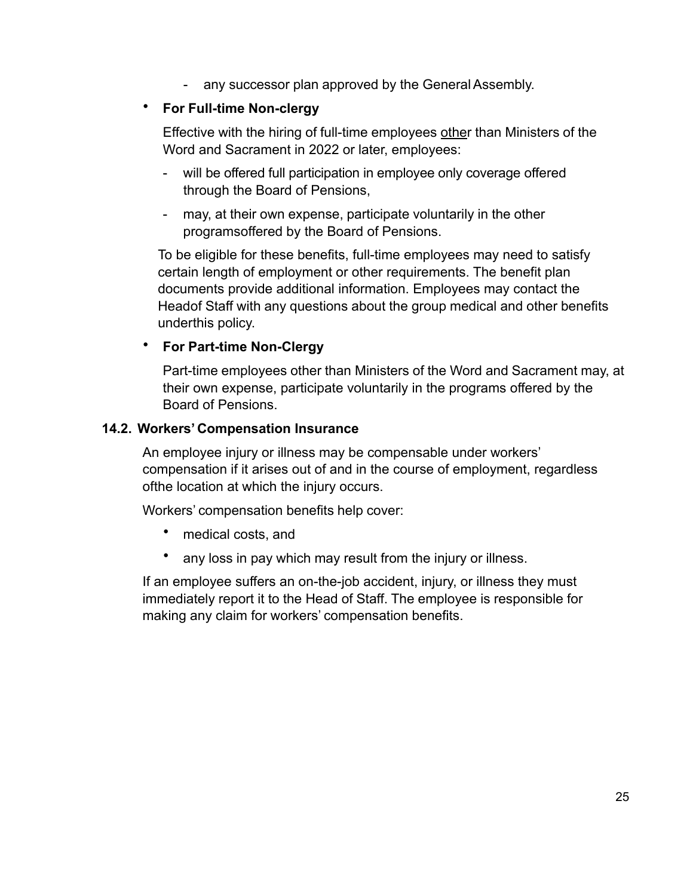- any successor plan approved by the General Assembly.

- **For Full-time Non-clergy**

  Effective with the hiring of full-time employees <u>othe</u>r than Ministers of the Word and Sacrament in 2022 or later, employees:

  - will be offered full participation in employee only coverage offered through the Board of Pensions,
  - may, at their own expense, participate voluntarily in the other programsoffered by the Board of Pensions.

  To be eligible for these benefits, full-time employees may need to satisfy certain length of employment or other requirements. The benefit plan documents provide additional information. Employees may contact the Headof Staff with any questions about the group medical and other benefits underthis policy.

- **For Part-time Non-Clergy**

  Part-time employees other than Ministers of the Word and Sacrament may, at their own expense, participate voluntarily in the programs offered by the Board of Pensions.

### 14.2. Workers' Compensation Insurance

An employee injury or illness may be compensable under workers' compensation if it arises out of and in the course of employment, regardless ofthe location at which the injury occurs.

Workers' compensation benefits help cover:

- medical costs, and
- any loss in pay which may result from the injury or illness.

If an employee suffers an on-the-job accident, injury, or illness they must immediately report it to the Head of Staff. The employee is responsible for making any claim for workers' compensation benefits.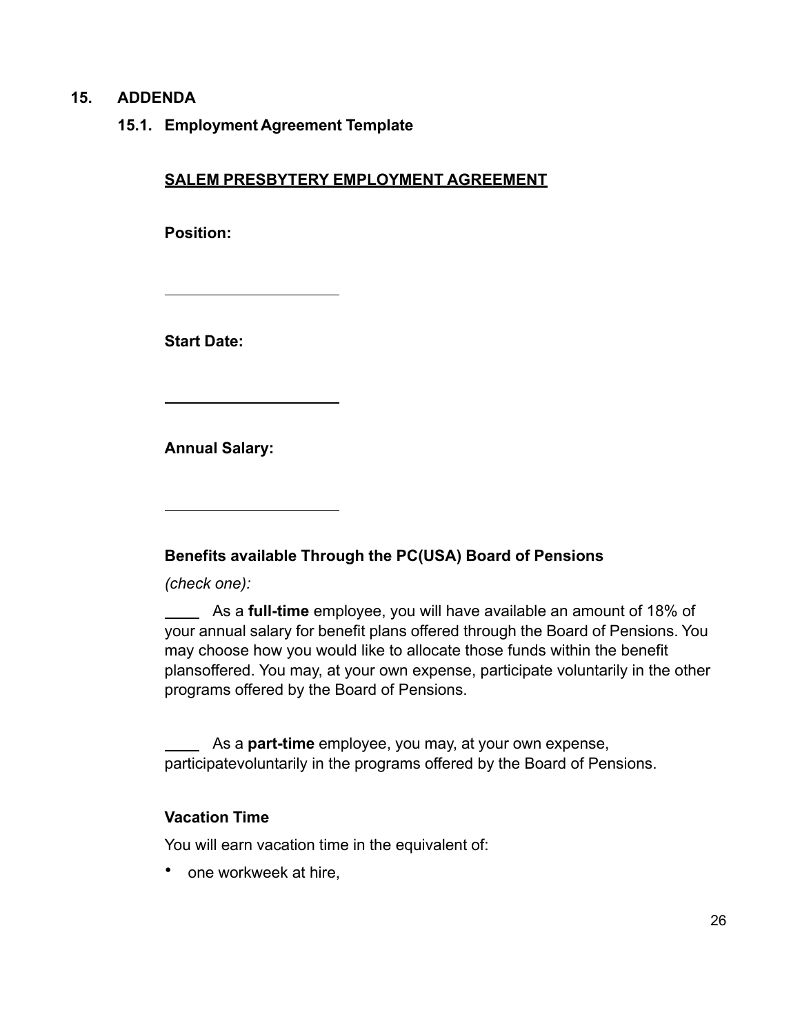## 15. ADDENDA

### 15.1. Employment Agreement Template

**SALEM PRESBYTERY EMPLOYMENT AGREEMENT**

**Position:**

______________________

**Start Date:**

______________________

**Annual Salary:**

______________________

**Benefits available Through the PC(USA) Board of Pensions**

*(check one):*

____ As a **full-time** employee, you will have available an amount of 18% of your annual salary for benefit plans offered through the Board of Pensions. You may choose how you would like to allocate those funds within the benefit plansoffered. You may, at your own expense, participate voluntarily in the other programs offered by the Board of Pensions.

____ As a **part-time** employee, you may, at your own expense, participatevoluntarily in the programs offered by the Board of Pensions.

**Vacation Time**

You will earn vacation time in the equivalent of:

- one workweek at hire,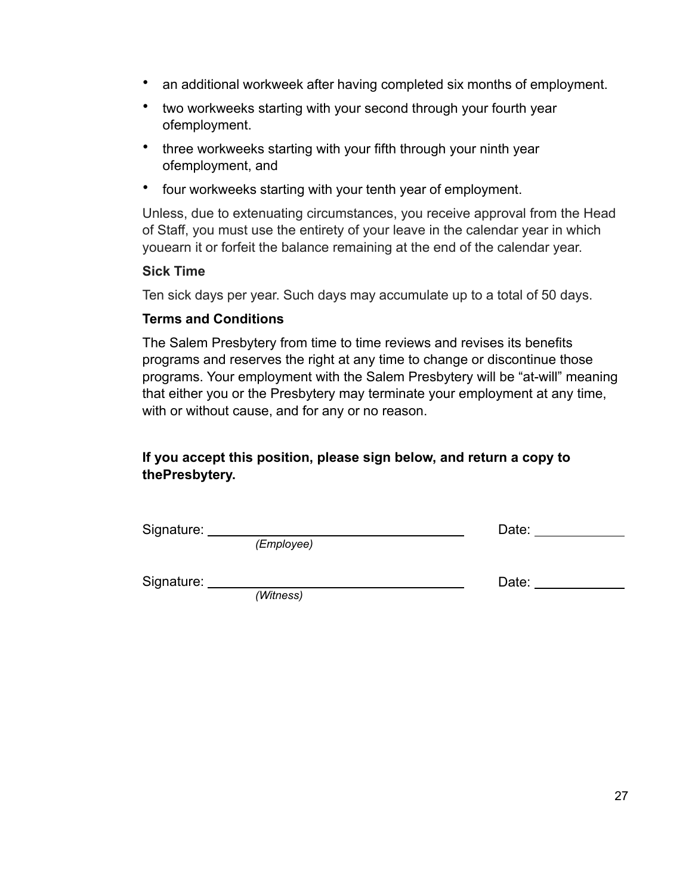- an additional workweek after having completed six months of employment.
- two workweeks starting with your second through your fourth year ofemployment.
- three workweeks starting with your fifth through your ninth year ofemployment, and
- four workweeks starting with your tenth year of employment.

Unless, due to extenuating circumstances, you receive approval from the Head of Staff, you must use the entirety of your leave in the calendar year in which youearn it or forfeit the balance remaining at the end of the calendar year.

**Sick Time**

Ten sick days per year. Such days may accumulate up to a total of 50 days.

**Terms and Conditions**

The Salem Presbytery from time to time reviews and revises its benefits programs and reserves the right at any time to change or discontinue those programs. Your employment with the Salem Presbytery will be "at-will" meaning that either you or the Presbytery may terminate your employment at any time, with or without cause, and for any or no reason.

**If you accept this position, please sign below, and return a copy to thePresbytery.**

Signature: ___________________________________ Date: ____________
*(Employee)*

Signature: ___________________________________ Date: ____________
*(Witness)*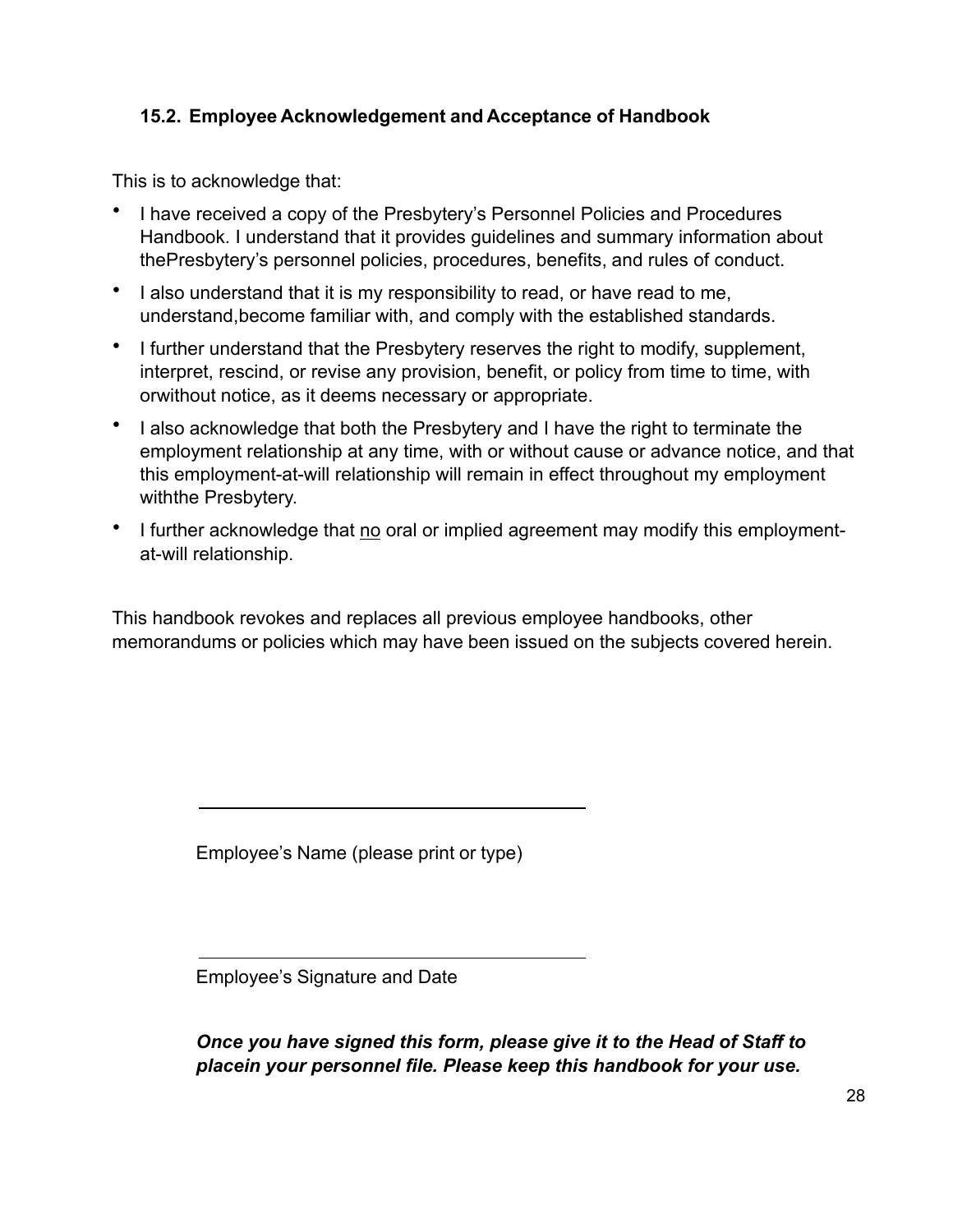### 15.2. Employee Acknowledgement and Acceptance of Handbook

This is to acknowledge that:

- I have received a copy of the Presbytery's Personnel Policies and Procedures Handbook. I understand that it provides guidelines and summary information about thePresbytery's personnel policies, procedures, benefits, and rules of conduct.
- I also understand that it is my responsibility to read, or have read to me, understand,become familiar with, and comply with the established standards.
- I further understand that the Presbytery reserves the right to modify, supplement, interpret, rescind, or revise any provision, benefit, or policy from time to time, with orwithout notice, as it deems necessary or appropriate.
- I also acknowledge that both the Presbytery and I have the right to terminate the employment relationship at any time, with or without cause or advance notice, and that this employment-at-will relationship will remain in effect throughout my employment withthe Presbytery.
- I further acknowledge that <u>no</u> oral or implied agreement may modify this employment-at-will relationship.

This handbook revokes and replaces all previous employee handbooks, other memorandums or policies which may have been issued on the subjects covered herein.

\_\_\_\_\_\_\_\_\_\_\_\_\_\_\_\_\_\_\_\_\_\_\_\_\_\_\_\_\_\_\_\_\_\_\_\_

Employee's Name (please print or type)

\_\_\_\_\_\_\_\_\_\_\_\_\_\_\_\_\_\_\_\_\_\_\_\_\_\_\_\_\_\_\_\_\_\_\_\_

Employee's Signature and Date

***Once you have signed this form, please give it to the Head of Staff to placein your personnel file. Please keep this handbook for your use.***